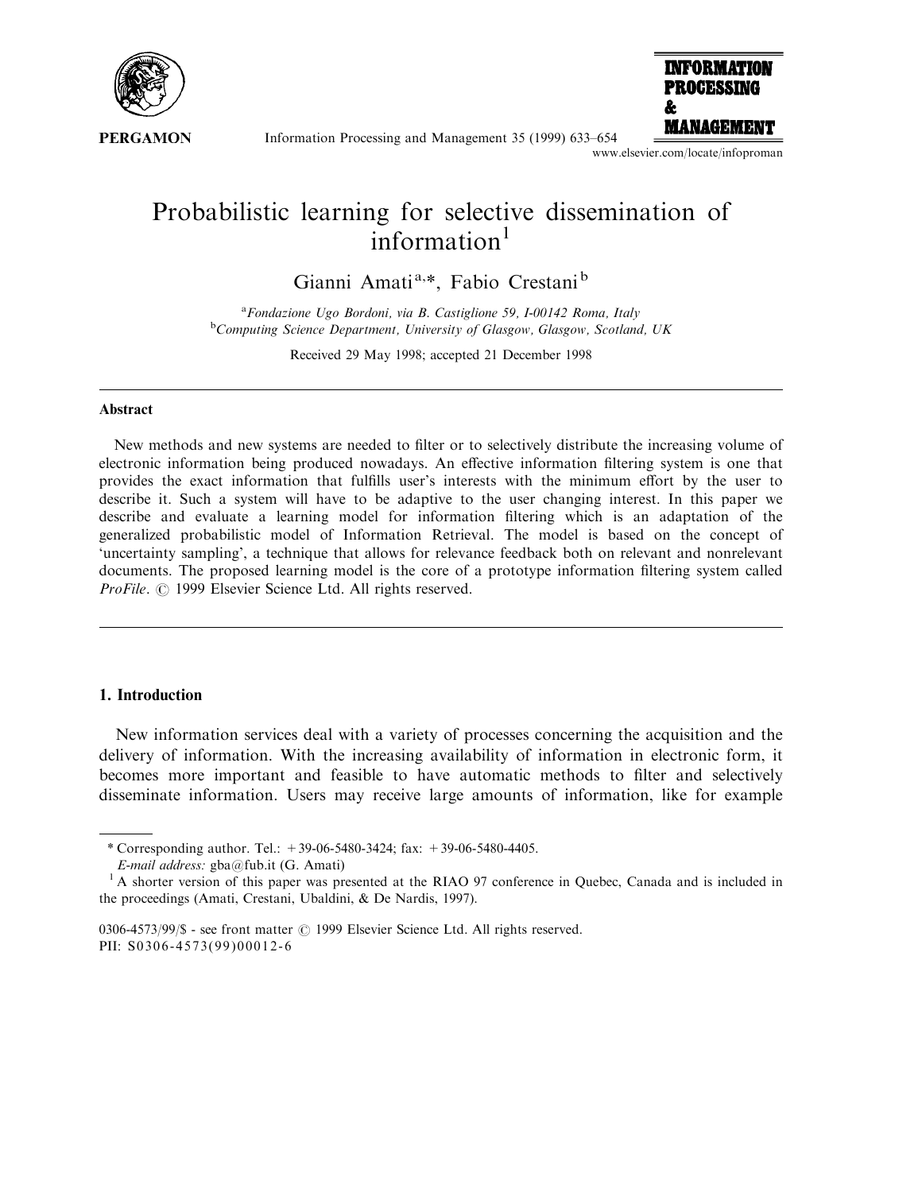# Probabilistic learning for selective dissemination of information[1]

Gianni Amati[a,*], Fabio Crestani[b]

[a]*Fondazione Ugo Bordoni, via B. Castiglione 59, I-00142 Roma, Italy*
[b]*Computing Science Department, University of Glasgow, Glasgow, Scotland, UK*

Received 29 May 1998; accepted 21 December 1998

## Abstract

New methods and new systems are needed to filter or to selectively distribute the increasing volume of electronic information being produced nowadays. An effective information filtering system is one that provides the exact information that fulfills user's interests with the minimum effort by the user to describe it. Such a system will have to be adaptive to the user changing interest. In this paper we describe and evaluate a learning model for information filtering which is an adaptation of the generalized probabilistic model of Information Retrieval. The model is based on the concept of 'uncertainty sampling', a technique that allows for relevance feedback both on relevant and nonrelevant documents. The proposed learning model is the core of a prototype information filtering system called *ProFile*. © 1999 Elsevier Science Ltd. All rights reserved.

## 1. Introduction

New information services deal with a variety of processes concerning the acquisition and the delivery of information. With the increasing availability of information in electronic form, it becomes more important and feasible to have automatic methods to filter and selectively disseminate information. Users may receive large amounts of information, like for example

---

\* Corresponding author. Tel.: +39-06-5480-3424; fax: +39-06-5480-4405.
*E-mail address:* gba@fub.it (G. Amati)

[1] A shorter version of this paper was presented at the RIAO 97 conference in Quebec, Canada and is included in the proceedings (Amati, Crestani, Ubaldini, & De Nardis, 1997).

0306-4573/99/$ - see front matter © 1999 Elsevier Science Ltd. All rights reserved.
PII: S0306-4573(99)00012-6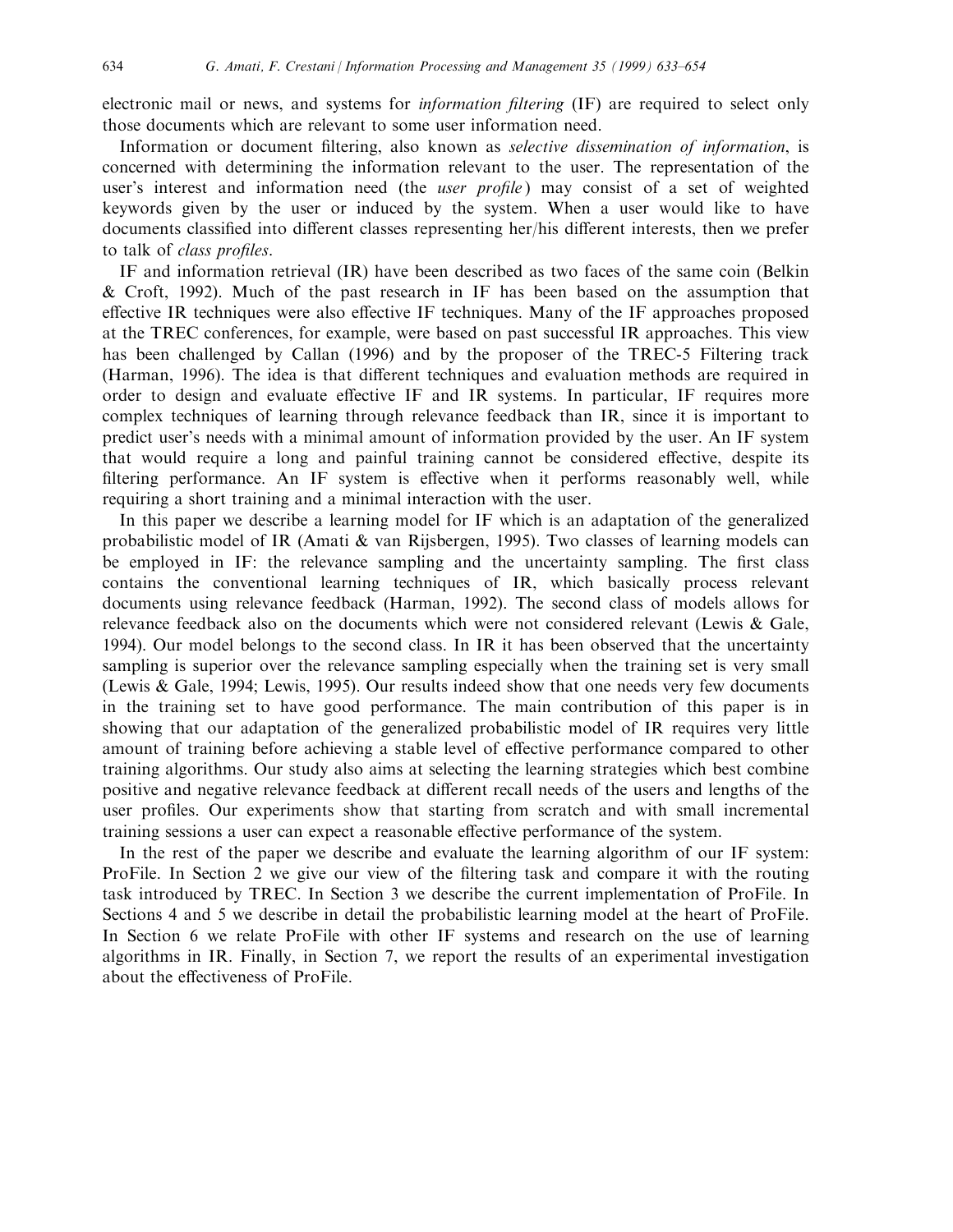electronic mail or news, and systems for *information filtering* (IF) are required to select only those documents which are relevant to some user information need.

Information or document filtering, also known as *selective dissemination of information*, is concerned with determining the information relevant to the user. The representation of the user's interest and information need (the *user profile*) may consist of a set of weighted keywords given by the user or induced by the system. When a user would like to have documents classified into different classes representing her/his different interests, then we prefer to talk of *class profiles*.

IF and information retrieval (IR) have been described as two faces of the same coin (Belkin & Croft, 1992). Much of the past research in IF has been based on the assumption that effective IR techniques were also effective IF techniques. Many of the IF approaches proposed at the TREC conferences, for example, were based on past successful IR approaches. This view has been challenged by Callan (1996) and by the proposer of the TREC-5 Filtering track (Harman, 1996). The idea is that different techniques and evaluation methods are required in order to design and evaluate effective IF and IR systems. In particular, IF requires more complex techniques of learning through relevance feedback than IR, since it is important to predict user's needs with a minimal amount of information provided by the user. An IF system that would require a long and painful training cannot be considered effective, despite its filtering performance. An IF system is effective when it performs reasonably well, while requiring a short training and a minimal interaction with the user.

In this paper we describe a learning model for IF which is an adaptation of the generalized probabilistic model of IR (Amati & van Rijsbergen, 1995). Two classes of learning models can be employed in IF: the relevance sampling and the uncertainty sampling. The first class contains the conventional learning techniques of IR, which basically process relevant documents using relevance feedback (Harman, 1992). The second class of models allows for relevance feedback also on the documents which were not considered relevant (Lewis & Gale, 1994). Our model belongs to the second class. In IR it has been observed that the uncertainty sampling is superior over the relevance sampling especially when the training set is very small (Lewis & Gale, 1994; Lewis, 1995). Our results indeed show that one needs very few documents in the training set to have good performance. The main contribution of this paper is in showing that our adaptation of the generalized probabilistic model of IR requires very little amount of training before achieving a stable level of effective performance compared to other training algorithms. Our study also aims at selecting the learning strategies which best combine positive and negative relevance feedback at different recall needs of the users and lengths of the user profiles. Our experiments show that starting from scratch and with small incremental training sessions a user can expect a reasonable effective performance of the system.

In the rest of the paper we describe and evaluate the learning algorithm of our IF system: ProFile. In Section 2 we give our view of the filtering task and compare it with the routing task introduced by TREC. In Section 3 we describe the current implementation of ProFile. In Sections 4 and 5 we describe in detail the probabilistic learning model at the heart of ProFile. In Section 6 we relate ProFile with other IF systems and research on the use of learning algorithms in IR. Finally, in Section 7, we report the results of an experimental investigation about the effectiveness of ProFile.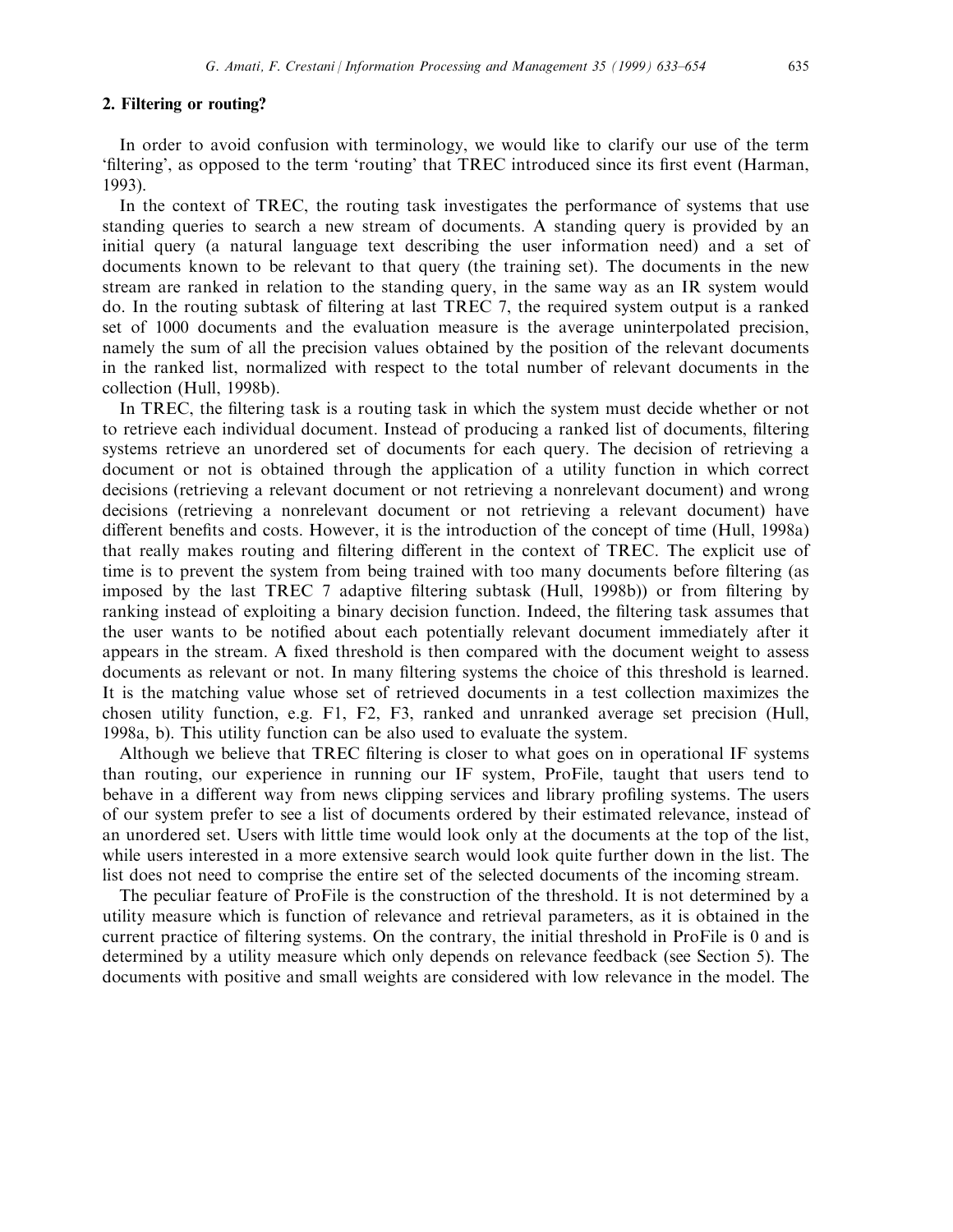## 2. Filtering or routing?

In order to avoid confusion with terminology, we would like to clarify our use of the term 'filtering', as opposed to the term 'routing' that TREC introduced since its first event (Harman, 1993).

In the context of TREC, the routing task investigates the performance of systems that use standing queries to search a new stream of documents. A standing query is provided by an initial query (a natural language text describing the user information need) and a set of documents known to be relevant to that query (the training set). The documents in the new stream are ranked in relation to the standing query, in the same way as an IR system would do. In the routing subtask of filtering at last TREC 7, the required system output is a ranked set of 1000 documents and the evaluation measure is the average uninterpolated precision, namely the sum of all the precision values obtained by the position of the relevant documents in the ranked list, normalized with respect to the total number of relevant documents in the collection (Hull, 1998b).

In TREC, the filtering task is a routing task in which the system must decide whether or not to retrieve each individual document. Instead of producing a ranked list of documents, filtering systems retrieve an unordered set of documents for each query. The decision of retrieving a document or not is obtained through the application of a utility function in which correct decisions (retrieving a relevant document or not retrieving a nonrelevant document) and wrong decisions (retrieving a nonrelevant document or not retrieving a relevant document) have different benefits and costs. However, it is the introduction of the concept of time (Hull, 1998a) that really makes routing and filtering different in the context of TREC. The explicit use of time is to prevent the system from being trained with too many documents before filtering (as imposed by the last TREC 7 adaptive filtering subtask (Hull, 1998b)) or from filtering by ranking instead of exploiting a binary decision function. Indeed, the filtering task assumes that the user wants to be notified about each potentially relevant document immediately after it appears in the stream. A fixed threshold is then compared with the document weight to assess documents as relevant or not. In many filtering systems the choice of this threshold is learned. It is the matching value whose set of retrieved documents in a test collection maximizes the chosen utility function, e.g. F1, F2, F3, ranked and unranked average set precision (Hull, 1998a, b). This utility function can be also used to evaluate the system.

Although we believe that TREC filtering is closer to what goes on in operational IF systems than routing, our experience in running our IF system, ProFile, taught that users tend to behave in a different way from news clipping services and library profiling systems. The users of our system prefer to see a list of documents ordered by their estimated relevance, instead of an unordered set. Users with little time would look only at the documents at the top of the list, while users interested in a more extensive search would look quite further down in the list. The list does not need to comprise the entire set of the selected documents of the incoming stream.

The peculiar feature of ProFile is the construction of the threshold. It is not determined by a utility measure which is function of relevance and retrieval parameters, as it is obtained in the current practice of filtering systems. On the contrary, the initial threshold in ProFile is 0 and is determined by a utility measure which only depends on relevance feedback (see Section 5). The documents with positive and small weights are considered with low relevance in the model. The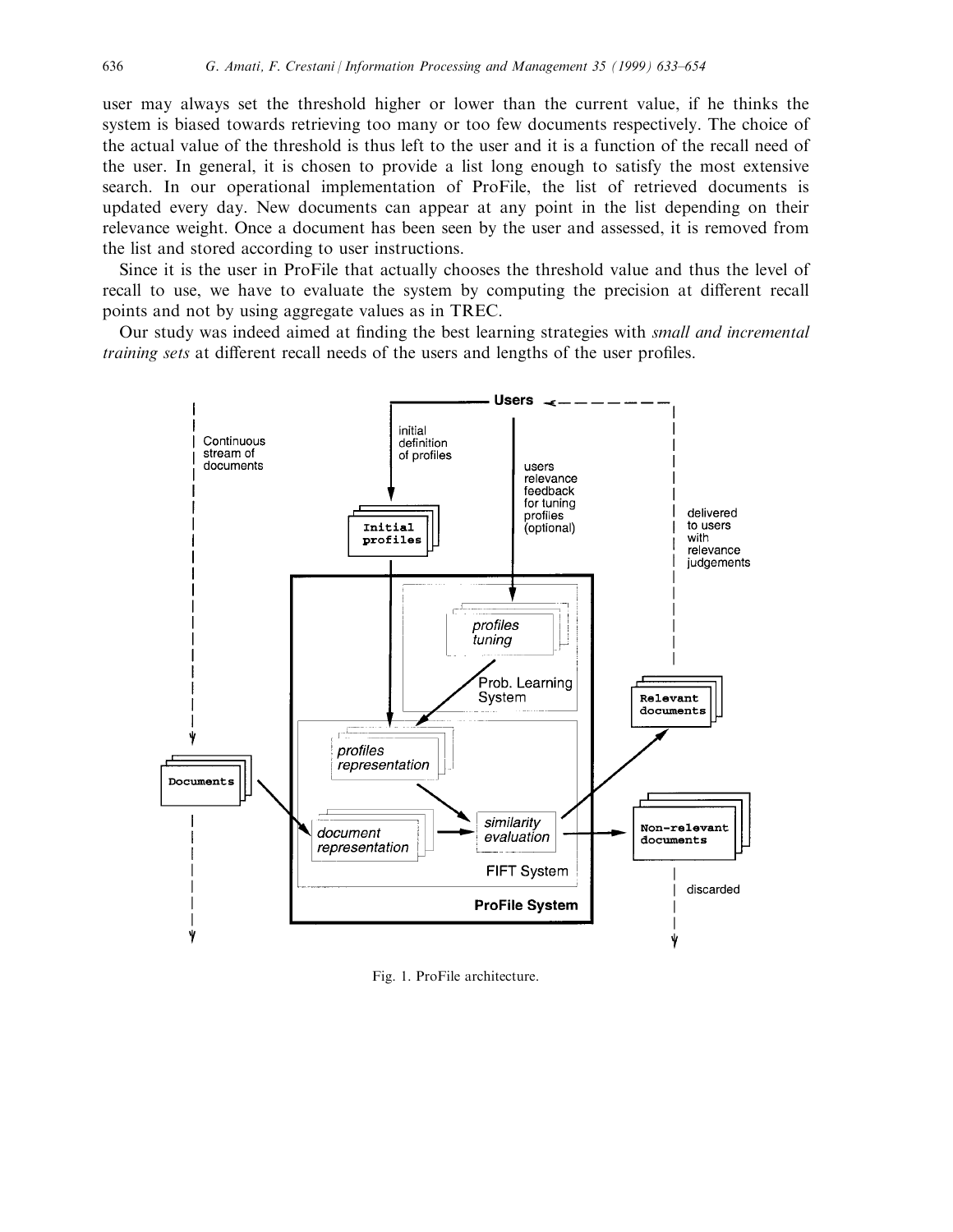user may always set the threshold higher or lower than the current value, if he thinks the system is biased towards retrieving too many or too few documents respectively. The choice of the actual value of the threshold is thus left to the user and it is a function of the recall need of the user. In general, it is chosen to provide a list long enough to satisfy the most extensive search. In our operational implementation of ProFile, the list of retrieved documents is updated every day. New documents can appear at any point in the list depending on their relevance weight. Once a document has been seen by the user and assessed, it is removed from the list and stored according to user instructions.

Since it is the user in ProFile that actually chooses the threshold value and thus the level of recall to use, we have to evaluate the system by computing the precision at different recall points and not by using aggregate values as in TREC.

Our study was indeed aimed at finding the best learning strategies with *small and incremental training sets* at different recall needs of the users and lengths of the user profiles.

Fig. 1. ProFile architecture.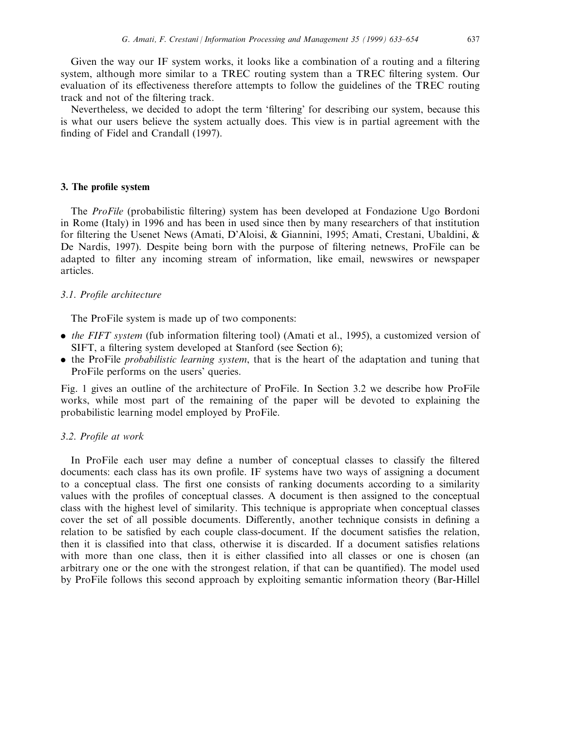Given the way our IF system works, it looks like a combination of a routing and a filtering system, although more similar to a TREC routing system than a TREC filtering system. Our evaluation of its effectiveness therefore attempts to follow the guidelines of the TREC routing track and not of the filtering track.

Nevertheless, we decided to adopt the term 'filtering' for describing our system, because this is what our users believe the system actually does. This view is in partial agreement with the finding of Fidel and Crandall (1997).

## 3. The profile system

The *ProFile* (probabilistic filtering) system has been developed at Fondazione Ugo Bordoni in Rome (Italy) in 1996 and has been in used since then by many researchers of that institution for filtering the Usenet News (Amati, D'Aloisi, & Giannini, 1995; Amati, Crestani, Ubaldini, & De Nardis, 1997). Despite being born with the purpose of filtering netnews, ProFile can be adapted to filter any incoming stream of information, like email, newswires or newspaper articles.

### 3.1. Profile architecture

The ProFile system is made up of two components:

- *the FIFT system* (fub information filtering tool) (Amati et al., 1995), a customized version of SIFT, a filtering system developed at Stanford (see Section 6);
- the ProFile *probabilistic learning system*, that is the heart of the adaptation and tuning that ProFile performs on the users' queries.

Fig. 1 gives an outline of the architecture of ProFile. In Section 3.2 we describe how ProFile works, while most part of the remaining of the paper will be devoted to explaining the probabilistic learning model employed by ProFile.

### 3.2. Profile at work

In ProFile each user may define a number of conceptual classes to classify the filtered documents: each class has its own profile. IF systems have two ways of assigning a document to a conceptual class. The first one consists of ranking documents according to a similarity values with the profiles of conceptual classes. A document is then assigned to the conceptual class with the highest level of similarity. This technique is appropriate when conceptual classes cover the set of all possible documents. Differently, another technique consists in defining a relation to be satisfied by each couple class-document. If the document satisfies the relation, then it is classified into that class, otherwise it is discarded. If a document satisfies relations with more than one class, then it is either classified into all classes or one is chosen (an arbitrary one or the one with the strongest relation, if that can be quantified). The model used by ProFile follows this second approach by exploiting semantic information theory (Bar-Hillel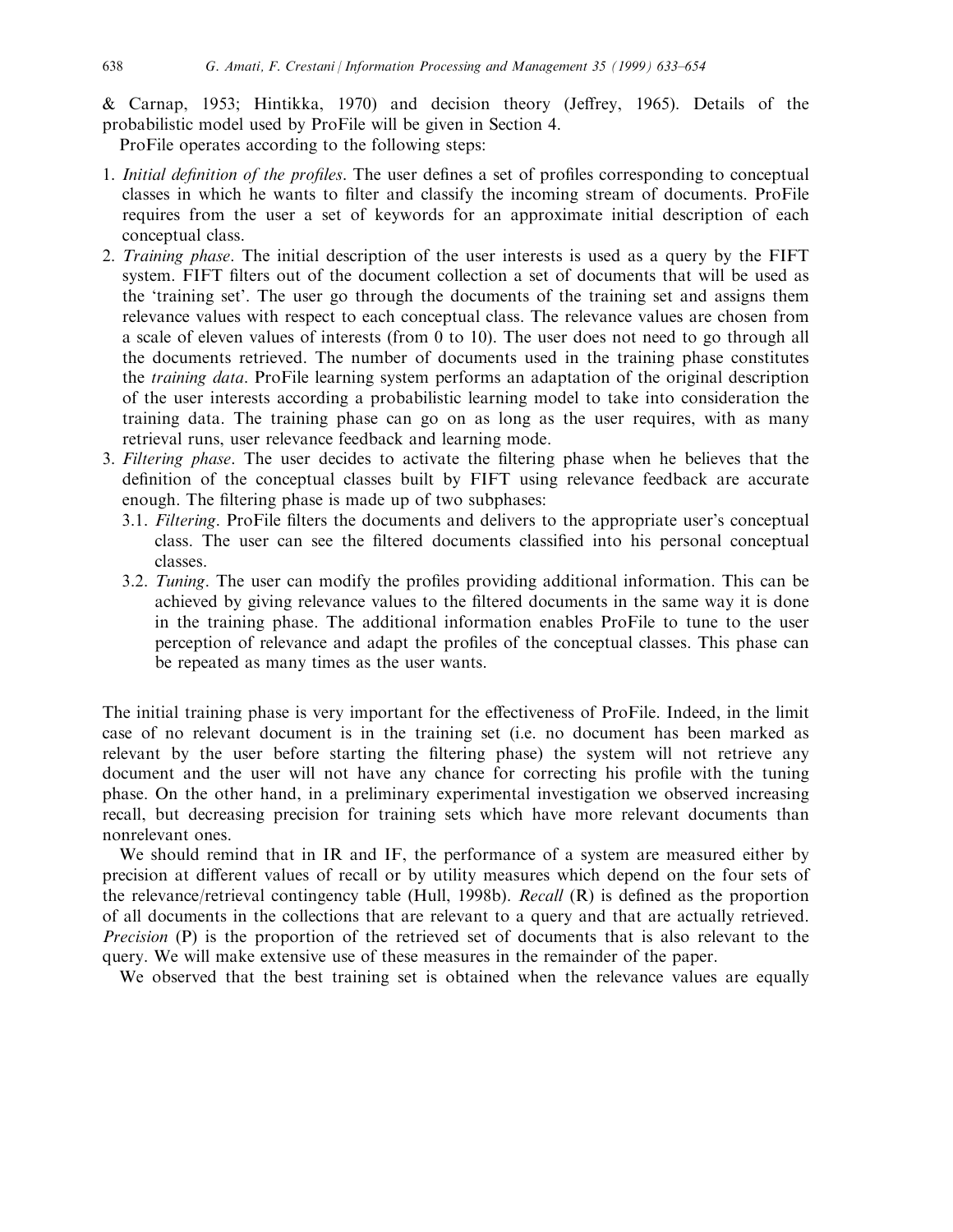& Carnap, 1953; Hintikka, 1970) and decision theory (Jeffrey, 1965). Details of the probabilistic model used by ProFile will be given in Section 4.

ProFile operates according to the following steps:

1. *Initial definition of the profiles*. The user defines a set of profiles corresponding to conceptual classes in which he wants to filter and classify the incoming stream of documents. ProFile requires from the user a set of keywords for an approximate initial description of each conceptual class.
2. *Training phase*. The initial description of the user interests is used as a query by the FIFT system. FIFT filters out of the document collection a set of documents that will be used as the 'training set'. The user go through the documents of the training set and assigns them relevance values with respect to each conceptual class. The relevance values are chosen from a scale of eleven values of interests (from 0 to 10). The user does not need to go through all the documents retrieved. The number of documents used in the training phase constitutes the *training data*. ProFile learning system performs an adaptation of the original description of the user interests according a probabilistic learning model to take into consideration the training data. The training phase can go on as long as the user requires, with as many retrieval runs, user relevance feedback and learning mode.
3. *Filtering phase*. The user decides to activate the filtering phase when he believes that the definition of the conceptual classes built by FIFT using relevance feedback are accurate enough. The filtering phase is made up of two subphases:
   - 3.1. *Filtering*. ProFile filters the documents and delivers to the appropriate user's conceptual class. The user can see the filtered documents classified into his personal conceptual classes.
   - 3.2. *Tuning*. The user can modify the profiles providing additional information. This can be achieved by giving relevance values to the filtered documents in the same way it is done in the training phase. The additional information enables ProFile to tune to the user perception of relevance and adapt the profiles of the conceptual classes. This phase can be repeated as many times as the user wants.

The initial training phase is very important for the effectiveness of ProFile. Indeed, in the limit case of no relevant document is in the training set (i.e. no document has been marked as relevant by the user before starting the filtering phase) the system will not retrieve any document and the user will not have any chance for correcting his profile with the tuning phase. On the other hand, in a preliminary experimental investigation we observed increasing recall, but decreasing precision for training sets which have more relevant documents than nonrelevant ones.

We should remind that in IR and IF, the performance of a system are measured either by precision at different values of recall or by utility measures which depend on the four sets of the relevance/retrieval contingency table (Hull, 1998b). *Recall* (R) is defined as the proportion of all documents in the collections that are relevant to a query and that are actually retrieved. *Precision* (P) is the proportion of the retrieved set of documents that is also relevant to the query. We will make extensive use of these measures in the remainder of the paper.

We observed that the best training set is obtained when the relevance values are equally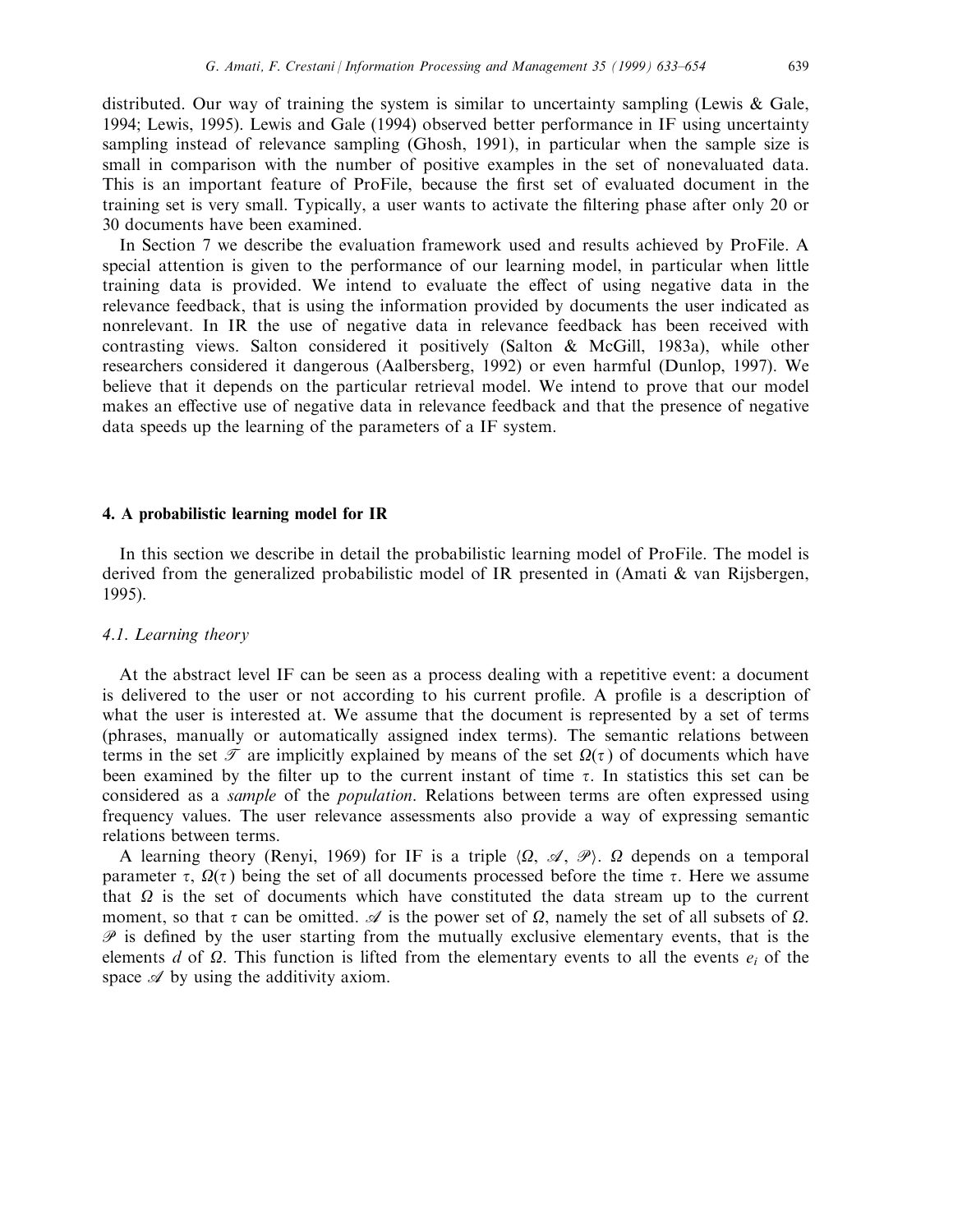distributed. Our way of training the system is similar to uncertainty sampling (Lewis & Gale, 1994; Lewis, 1995). Lewis and Gale (1994) observed better performance in IF using uncertainty sampling instead of relevance sampling (Ghosh, 1991), in particular when the sample size is small in comparison with the number of positive examples in the set of nonevaluated data. This is an important feature of ProFile, because the first set of evaluated document in the training set is very small. Typically, a user wants to activate the filtering phase after only 20 or 30 documents have been examined.

In Section 7 we describe the evaluation framework used and results achieved by ProFile. A special attention is given to the performance of our learning model, in particular when little training data is provided. We intend to evaluate the effect of using negative data in the relevance feedback, that is using the information provided by documents the user indicated as nonrelevant. In IR the use of negative data in relevance feedback has been received with contrasting views. Salton considered it positively (Salton & McGill, 1983a), while other researchers considered it dangerous (Aalbersberg, 1992) or even harmful (Dunlop, 1997). We believe that it depends on the particular retrieval model. We intend to prove that our model makes an effective use of negative data in relevance feedback and that the presence of negative data speeds up the learning of the parameters of a IF system.

## 4. A probabilistic learning model for IR

In this section we describe in detail the probabilistic learning model of ProFile. The model is derived from the generalized probabilistic model of IR presented in (Amati & van Rijsbergen, 1995).

### 4.1. Learning theory

At the abstract level IF can be seen as a process dealing with a repetitive event: a document is delivered to the user or not according to his current profile. A profile is a description of what the user is interested at. We assume that the document is represented by a set of terms (phrases, manually or automatically assigned index terms). The semantic relations between terms in the set $\mathscr{T}$ are implicitly explained by means of the set $\Omega(\tau)$ of documents which have been examined by the filter up to the current instant of time $\tau$. In statistics this set can be considered as a *sample* of the *population*. Relations between terms are often expressed using frequency values. The user relevance assessments also provide a way of expressing semantic relations between terms.

A learning theory (Renyi, 1969) for IF is a triple $\langle \Omega, \mathscr{A}, \mathscr{P} \rangle$. $\Omega$ depends on a temporal parameter $\tau$, $\Omega(\tau)$ being the set of all documents processed before the time $\tau$. Here we assume that $\Omega$ is the set of documents which have constituted the data stream up to the current moment, so that $\tau$ can be omitted. $\mathscr{A}$ is the power set of $\Omega$, namely the set of all subsets of $\Omega$. $\mathscr{P}$ is defined by the user starting from the mutually exclusive elementary events, that is the elements $d$ of $\Omega$. This function is lifted from the elementary events to all the events $e_i$ of the space $\mathscr{A}$ by using the additivity axiom.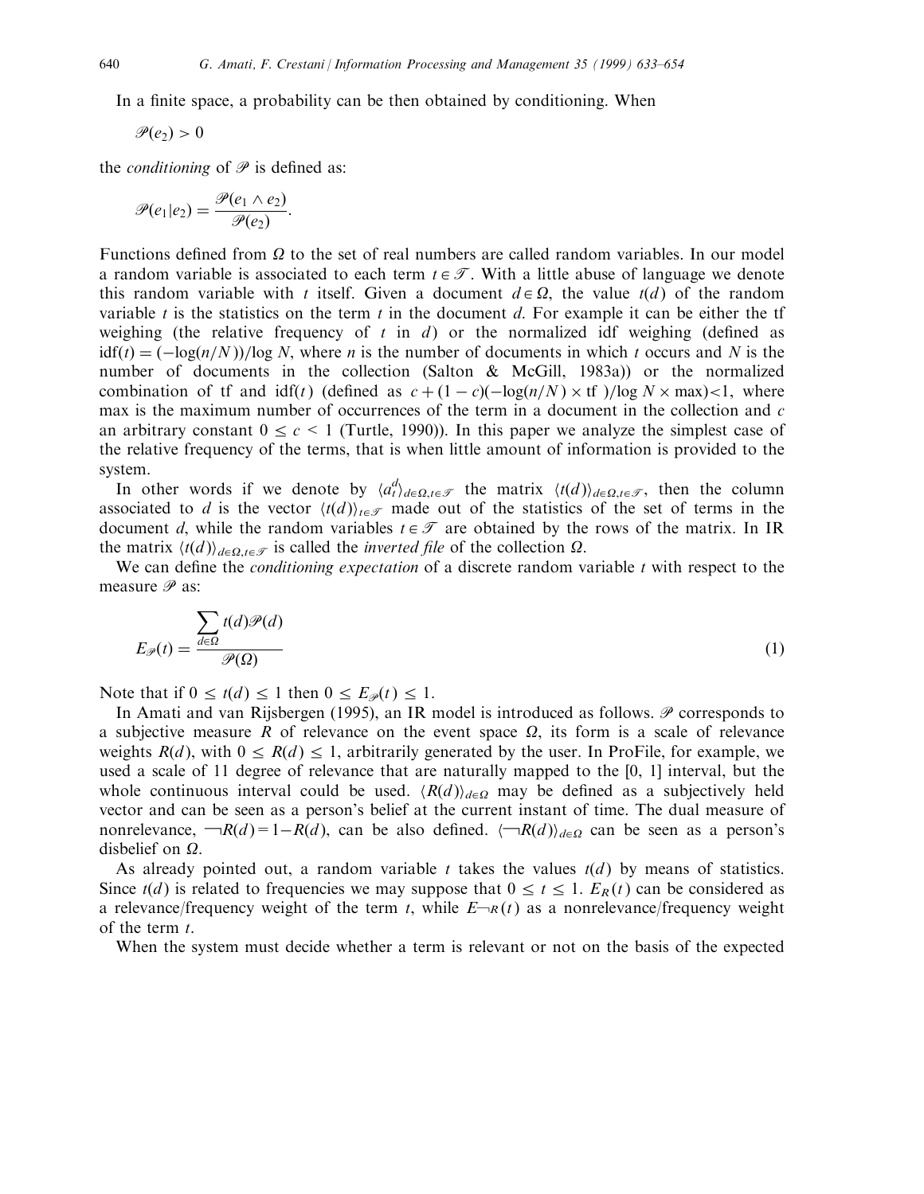In a finite space, a probability can be then obtained by conditioning. When

$$\mathscr{P}(e_2) > 0$$

the *conditioning* of $\mathscr{P}$ is defined as:

$$\mathscr{P}(e_1|e_2) = \frac{\mathscr{P}(e_1 \wedge e_2)}{\mathscr{P}(e_2)}.$$

Functions defined from $\Omega$ to the set of real numbers are called random variables. In our model a random variable is associated to each term $t \in \mathscr{T}$. With a little abuse of language we denote this random variable with $t$ itself. Given a document $d \in \Omega$, the value $t(d)$ of the random variable $t$ is the statistics on the term $t$ in the document $d$. For example it can be either the tf weighing (the relative frequency of $t$ in $d$) or the normalized idf weighing (defined as $\text{idf}(t) = (-\log(n/N))/\log N$, where $n$ is the number of documents in which $t$ occurs and $N$ is the number of documents in the collection (Salton & McGill, 1983a)) or the normalized combination of tf and idf($t$) (defined as $c + (1-c)(-\log(n/N) \times \text{tf})/\log N \times \max) < 1$, where max is the maximum number of occurrences of the term in a document in the collection and $c$ an arbitrary constant $0 \le c < 1$ (Turtle, 1990)). In this paper we analyze the simplest case of the relative frequency of the terms, that is when little amount of information is provided to the system.

In other words if we denote by $\langle a_t^d \rangle_{d \in \Omega, t \in \mathscr{T}}$ the matrix $\langle t(d) \rangle_{d \in \Omega, t \in \mathscr{T}}$, then the column associated to $d$ is the vector $\langle t(d) \rangle_{t \in \mathscr{T}}$ made out of the statistics of the set of terms in the document $d$, while the random variables $t \in \mathscr{T}$ are obtained by the rows of the matrix. In IR the matrix $\langle t(d) \rangle_{d \in \Omega, t \in \mathscr{T}}$ is called the *inverted file* of the collection $\Omega$.

We can define the *conditioning expectation* of a discrete random variable $t$ with respect to the measure $\mathscr{P}$ as:

$$E_{\mathscr{P}}(t) = \frac{\sum_{d \in \Omega} t(d)\mathscr{P}(d)}{\mathscr{P}(\Omega)} \tag{1}$$

Note that if $0 \le t(d) \le 1$ then $0 \le E_{\mathscr{P}}(t) \le 1$.

In Amati and van Rijsbergen (1995), an IR model is introduced as follows. $\mathscr{P}$ corresponds to a subjective measure $R$ of relevance on the event space $\Omega$, its form is a scale of relevance weights $R(d)$, with $0 \le R(d) \le 1$, arbitrarily generated by the user. In ProFile, for example, we used a scale of 11 degree of relevance that are naturally mapped to the [0, 1] interval, but the whole continuous interval could be used. $\langle R(d) \rangle_{d \in \Omega}$ may be defined as a subjectively held vector and can be seen as a person's belief at the current instant of time. The dual measure of nonrelevance, $\neg R(d) = 1 - R(d)$, can be also defined. $\langle \neg R(d) \rangle_{d \in \Omega}$ can be seen as a person's disbelief on $\Omega$.

As already pointed out, a random variable $t$ takes the values $t(d)$ by means of statistics. Since $t(d)$ is related to frequencies we may suppose that $0 \le t \le 1$. $E_R(t)$ can be considered as a relevance/frequency weight of the term $t$, while $E_{\neg R}(t)$ as a nonrelevance/frequency weight of the term $t$.

When the system must decide whether a term is relevant or not on the basis of the expected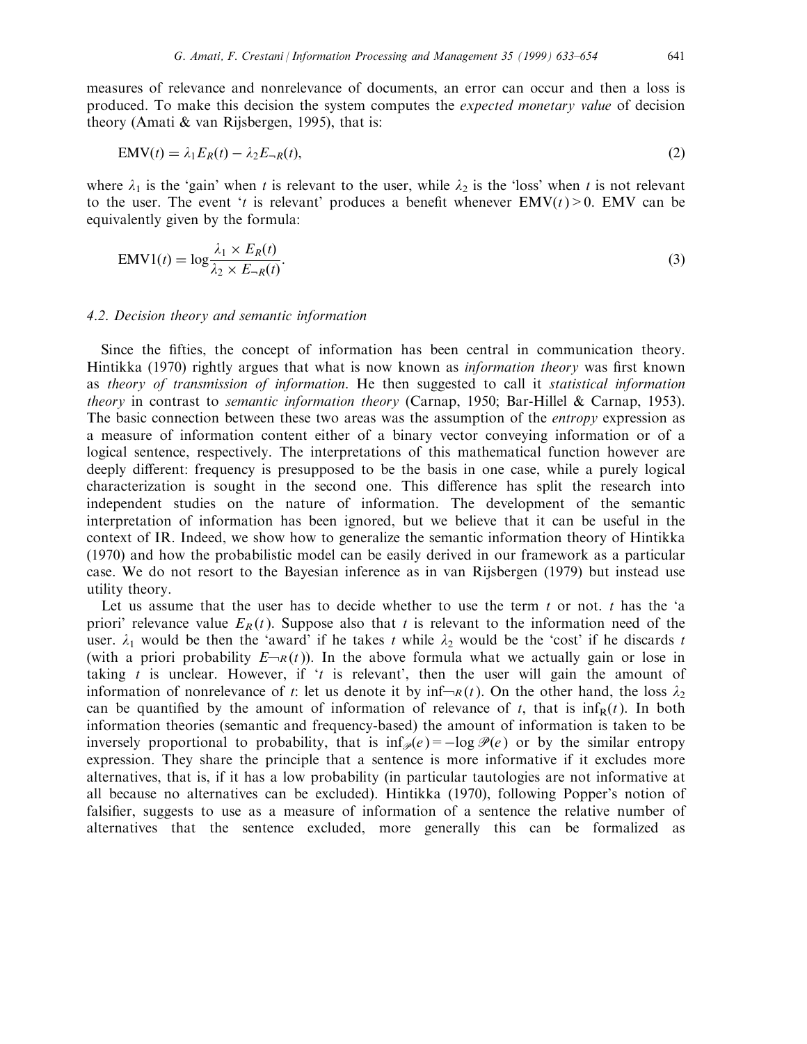measures of relevance and nonrelevance of documents, an error can occur and then a loss is produced. To make this decision the system computes the *expected monetary value* of decision theory (Amati & van Rijsbergen, 1995), that is:

$$\mathrm{EMV}(t) = \lambda_1 E_R(t) - \lambda_2 E_{\neg R}(t), \tag{2}$$

where $\lambda_1$ is the 'gain' when $t$ is relevant to the user, while $\lambda_2$ is the 'loss' when $t$ is not relevant to the user. The event '$t$ is relevant' produces a benefit whenever $\mathrm{EMV}(t) > 0$. EMV can be equivalently given by the formula:

$$\mathrm{EMV1}(t) = \log \frac{\lambda_1 \times E_R(t)}{\lambda_2 \times E_{\neg R}(t)}. \tag{3}$$

### 4.2. Decision theory and semantic information

Since the fifties, the concept of information has been central in communication theory. Hintikka (1970) rightly argues that what is now known as *information theory* was first known as *theory of transmission of information*. He then suggested to call it *statistical information theory* in contrast to *semantic information theory* (Carnap, 1950; Bar-Hillel & Carnap, 1953). The basic connection between these two areas was the assumption of the *entropy* expression as a measure of information content either of a binary vector conveying information or of a logical sentence, respectively. The interpretations of this mathematical function however are deeply different: frequency is presupposed to be the basis in one case, while a purely logical characterization is sought in the second one. This difference has split the research into independent studies on the nature of information. The development of the semantic interpretation of information has been ignored, but we believe that it can be useful in the context of IR. Indeed, we show how to generalize the semantic information theory of Hintikka (1970) and how the probabilistic model can be easily derived in our framework as a particular case. We do not resort to the Bayesian inference as in van Rijsbergen (1979) but instead use utility theory.

Let us assume that the user has to decide whether to use the term $t$ or not. $t$ has the 'a priori' relevance value $E_R(t)$. Suppose also that $t$ is relevant to the information need of the user. $\lambda_1$ would be then the 'award' if he takes $t$ while $\lambda_2$ would be the 'cost' if he discards $t$ (with a priori probability $E_{\neg R}(t)$). In the above formula what we actually gain or lose in taking $t$ is unclear. However, if '$t$ is relevant', then the user will gain the amount of information of nonrelevance of $t$: let us denote it by $\inf_{\neg R}(t)$. On the other hand, the loss $\lambda_2$ can be quantified by the amount of information of relevance of $t$, that is $\inf_{R}(t)$. In both information theories (semantic and frequency-based) the amount of information is taken to be inversely proportional to probability, that is $\inf_{\mathscr{P}}(e) = -\log \mathscr{P}(e)$ or by the similar entropy expression. They share the principle that a sentence is more informative if it excludes more alternatives, that is, if it has a low probability (in particular tautologies are not informative at all because no alternatives can be excluded). Hintikka (1970), following Popper's notion of falsifier, suggests to use as a measure of information of a sentence the relative number of alternatives that the sentence excluded, more generally this can be formalized as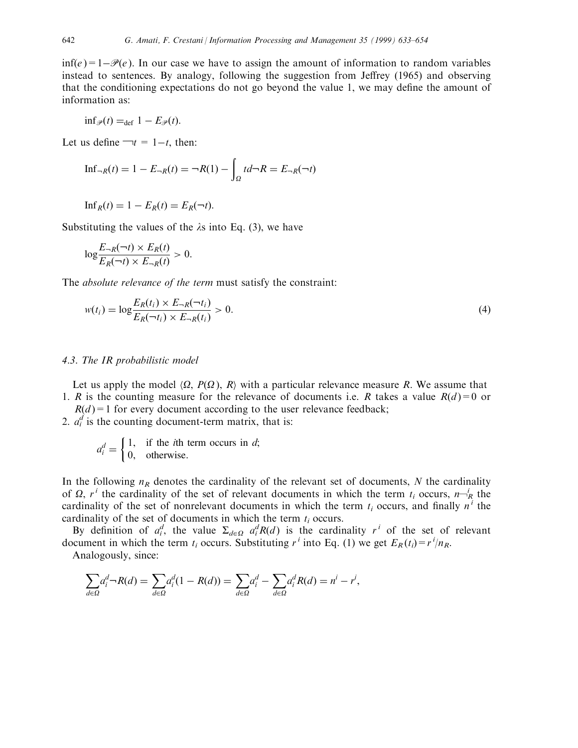$\inf(e) = 1 - \mathscr{P}(e)$. In our case we have to assign the amount of information to random variables instead to sentences. By analogy, following the suggestion from Jeffrey (1965) and observing that the conditioning expectations do not go beyond the value 1, we may define the amount of information as:

$$\inf_{\mathscr{P}}(t) =_{\text{def}} 1 - E_{\mathscr{P}}(t).$$

Let us define $\neg t = 1 - t$, then:

$$\text{Inf}_{\neg R}(t) = 1 - E_{\neg R}(t) = \neg R(1) - \int_{\Omega} t d\neg R = E_{\neg R}(\neg t)$$

$$\text{Inf}_R(t) = 1 - E_R(t) = E_R(\neg t).$$

Substituting the values of the $\lambda$s into Eq. (3), we have

$$\log \frac{E_{\neg R}(\neg t) \times E_R(t)}{E_R(\neg t) \times E_{\neg R}(t)} > 0.$$

The *absolute relevance of the term* must satisfy the constraint:

$$w(t_i) = \log \frac{E_R(t_i) \times E_{\neg R}(\neg t_i)}{E_R(\neg t_i) \times E_{\neg R}(t_i)} > 0. \tag{4}$$

### 4.3. The IR probabilistic model

Let us apply the model $\langle \Omega, P(\Omega), R \rangle$ with a particular relevance measure $R$. We assume that

1. $R$ is the counting measure for the relevance of documents i.e. $R$ takes a value $R(d) = 0$ or $R(d) = 1$ for every document according to the user relevance feedback;
2. $a_i^d$ is the counting document-term matrix, that is:

$$a_i^d = \begin{cases} 1, & \text{if the } i\text{th term occurs in } d; \\ 0, & \text{otherwise.} \end{cases}$$

In the following $n_R$ denotes the cardinality of the relevant set of documents, $N$ the cardinality of $\Omega$, $r^i$ the cardinality of the set of relevant documents in which the term $t_i$ occurs, $n_{\neg R}^i$ the cardinality of the set of nonrelevant documents in which the term $t_i$ occurs, and finally $n^i$ the cardinality of the set of documents in which the term $t_i$ occurs.

By definition of $a_i^d$, the value $\Sigma_{d \in \Omega} a_i^d R(d)$ is the cardinality $r^i$ of the set of relevant document in which the term $t_i$ occurs. Substituting $r^i$ into Eq. (1) we get $E_R(t_i) = r^i / n_R$.

Analogously, since:

$$\sum_{d \in \Omega} a_i^d \neg R(d) = \sum_{d \in \Omega} a_i^d (1 - R(d)) = \sum_{d \in \Omega} a_i^d - \sum_{d \in \Omega} a_i^d R(d) = n^i - r^i,$$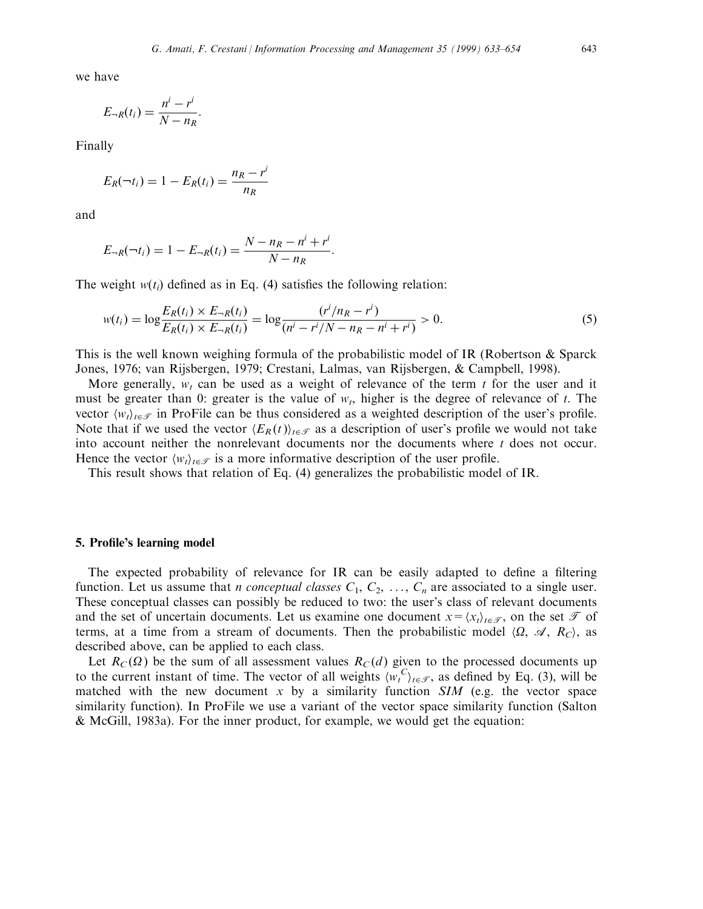we have

$$E_{\neg R}(t_i) = \frac{n^i - r^i}{N - n_R}.$$

Finally

$$E_R(\neg t_i) = 1 - E_R(t_i) = \frac{n_R - r^i}{n_R}$$

and

$$E_{\neg R}(\neg t_i) = 1 - E_{\neg R}(t_i) = \frac{N - n_R - n^i + r^i}{N - n_R}.$$

The weight $w(t_i)$ defined as in Eq. (4) satisfies the following relation:

$$w(t_i) = \log \frac{E_R(t_i) \times E_{\neg R}(t_i)}{E_R(t_i) \times E_{\neg R}(t_i)} = \log \frac{(r^i/n_R - r^i)}{(n^i - r^i/N - n_R - n^i + r^i)} > 0. \tag{5}$$

This is the well known weighing formula of the probabilistic model of IR (Robertson & Sparck Jones, 1976; van Rijsbergen, 1979; Crestani, Lalmas, van Rijsbergen, & Campbell, 1998).

More generally, $w_t$ can be used as a weight of relevance of the term $t$ for the user and it must be greater than 0: greater is the value of $w_t$, higher is the degree of relevance of $t$. The vector $\langle w_t \rangle_{t \in \mathscr{T}}$ in ProFile can be thus considered as a weighted description of the user's profile. Note that if we used the vector $\langle E_R(t) \rangle_{t \in \mathscr{T}}$ as a description of user's profile we would not take into account neither the nonrelevant documents nor the documents where $t$ does not occur. Hence the vector $\langle w_t \rangle_{t \in \mathscr{T}}$ is a more informative description of the user profile.

This result shows that relation of Eq. (4) generalizes the probabilistic model of IR.

## 5. Profile's learning model

The expected probability of relevance for IR can be easily adapted to define a filtering function. Let us assume that *n conceptual classes* $C_1, C_2, \ldots, C_n$ are associated to a single user. These conceptual classes can possibly be reduced to two: the user's class of relevant documents and the set of uncertain documents. Let us examine one document $x = \langle x_t \rangle_{t \in \mathscr{T}}$, on the set $\mathscr{T}$ of terms, at a time from a stream of documents. Then the probabilistic model $\langle \Omega, \mathscr{A}, R_C \rangle$, as described above, can be applied to each class.

Let $R_C(\Omega)$ be the sum of all assessment values $R_C(d)$ given to the processed documents up to the current instant of time. The vector of all weights $\langle w_t^C \rangle_{t \in \mathscr{T}}$, as defined by Eq. (3), will be matched with the new document $x$ by a similarity function *SIM* (e.g. the vector space similarity function). In ProFile we use a variant of the vector space similarity function (Salton & McGill, 1983a). For the inner product, for example, we would get the equation: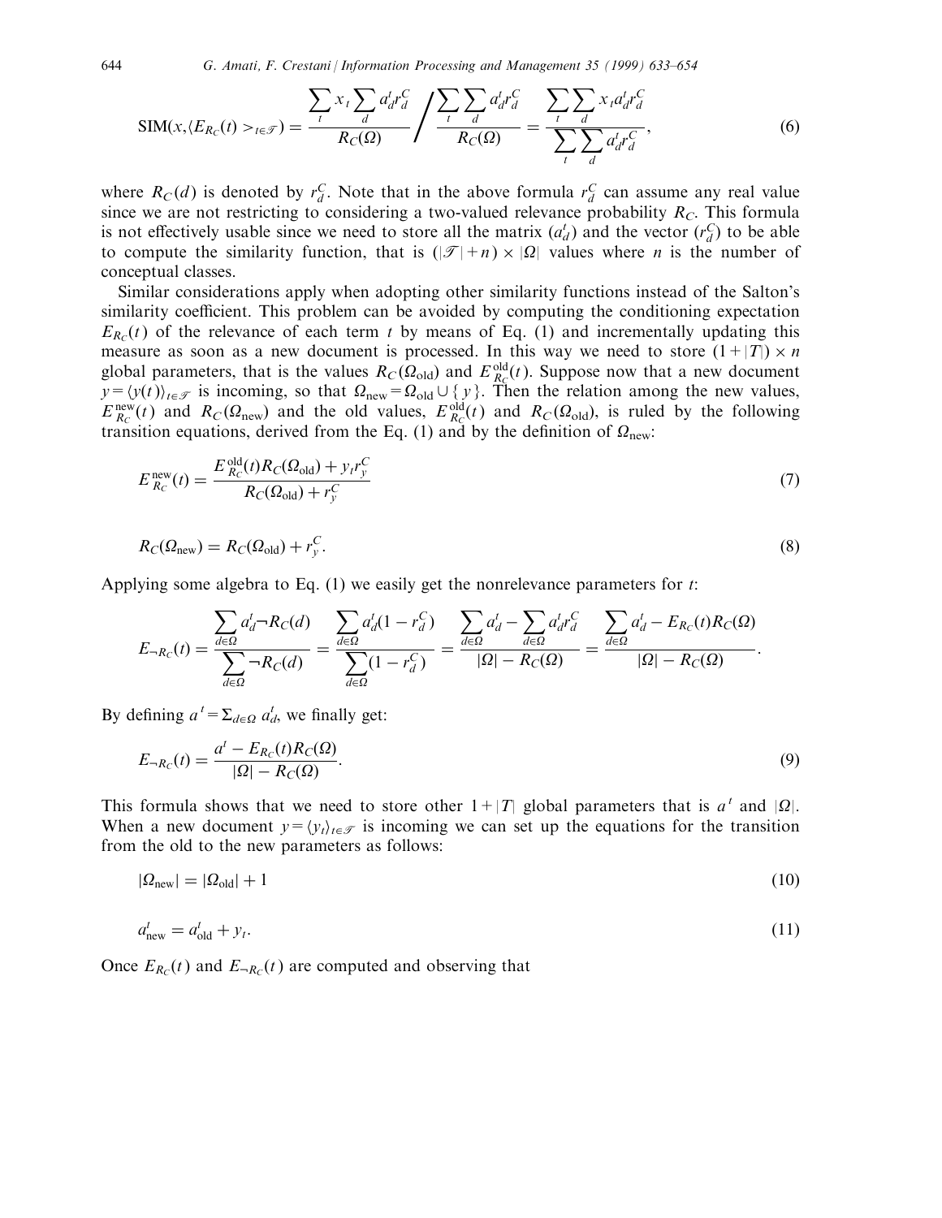$$\text{SIM}(x, \langle E_{R_C}(t) \rangle_{t \in \mathcal{T}}) = \frac{\sum_t x_t \sum_d a_d^t r_d^C}{R_C(\Omega)} \Bigg/ \frac{\sum_t \sum_d a_d^t r_d^C}{R_C(\Omega)} = \frac{\sum_t \sum_d x_t a_d^t r_d^C}{\sum_t \sum_d a_d^t r_d^C}, \tag{6}$$

where $R_C(d)$ is denoted by $r_d^C$. Note that in the above formula $r_d^C$ can assume any real value since we are not restricting to considering a two-valued relevance probability $R_C$. This formula is not effectively usable since we need to store all the matrix $(a_d^t)$ and the vector $(r_d^C)$ to be able to compute the similarity function, that is $(|\mathcal{T}| + n) \times |\Omega|$ values where $n$ is the number of conceptual classes.

Similar considerations apply when adopting other similarity functions instead of the Salton's similarity coefficient. This problem can be avoided by computing the conditioning expectation $E_{R_C}(t)$ of the relevance of each term $t$ by means of Eq. (1) and incrementally updating this measure as soon as a new document is processed. In this way we need to store $(1 + |T|) \times n$ global parameters, that is the values $R_C(\Omega_{\text{old}})$ and $E_{R_C}^{\text{old}}(t)$. Suppose now that a new document $y = \langle y(t) \rangle_{t \in \mathcal{T}}$ is incoming, so that $\Omega_{\text{new}} = \Omega_{\text{old}} \cup \{y\}$. Then the relation among the new values, $E_{R_C}^{\text{new}}(t)$ and $R_C(\Omega_{\text{new}})$ and the old values, $E_{R_C}^{\text{old}}(t)$ and $R_C(\Omega_{\text{old}})$, is ruled by the following transition equations, derived from the Eq. (1) and by the definition of $\Omega_{\text{new}}$:

$$E_{R_C}^{\text{new}}(t) = \frac{E_{R_C}^{\text{old}}(t) R_C(\Omega_{\text{old}}) + y_t r_y^C}{R_C(\Omega_{\text{old}}) + r_y^C} \tag{7}$$

$$R_C(\Omega_{\text{new}}) = R_C(\Omega_{\text{old}}) + r_y^C. \tag{8}$$

Applying some algebra to Eq. (1) we easily get the nonrelevance parameters for $t$:

$$E_{\neg R_C}(t) = \frac{\sum_{d \in \Omega} a_d^t \neg R_C(d)}{\sum_{d \in \Omega} \neg R_C(d)} = \frac{\sum_{d \in \Omega} a_d^t (1 - r_d^C)}{\sum_{d \in \Omega} (1 - r_d^C)} = \frac{\sum_{d \in \Omega} a_d^t - \sum_{d \in \Omega} a_d^t r_d^C}{|\Omega| - R_C(\Omega)} = \frac{\sum_{d \in \Omega} a_d^t - E_{R_C}(t) R_C(\Omega)}{|\Omega| - R_C(\Omega)}.$$

By defining $a^t = \Sigma_{d \in \Omega} a_d^t$, we finally get:

$$E_{\neg R_C}(t) = \frac{a^t - E_{R_C}(t) R_C(\Omega)}{|\Omega| - R_C(\Omega)}. \tag{9}$$

This formula shows that we need to store other $1 + |T|$ global parameters that is $a^t$ and $|\Omega|$. When a new document $y = \langle y_t \rangle_{t \in \mathcal{T}}$ is incoming we can set up the equations for the transition from the old to the new parameters as follows:

$$|\Omega_{\text{new}}| = |\Omega_{\text{old}}| + 1 \tag{10}$$

$$a_{\text{new}}^t = a_{\text{old}}^t + y_t. \tag{11}$$

Once $E_{R_C}(t)$ and $E_{\neg R_C}(t)$ are computed and observing that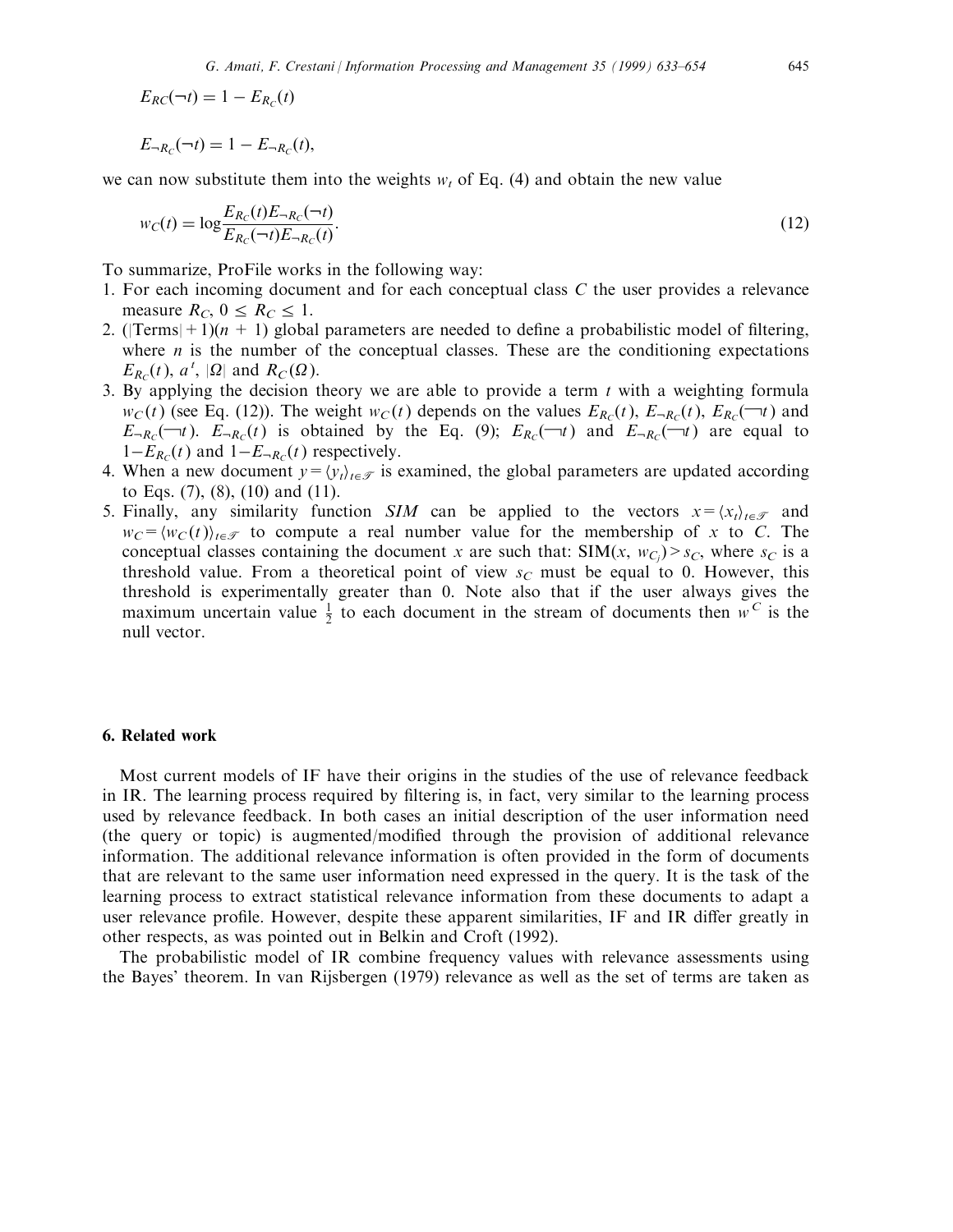$$E_{RC}(\neg t) = 1 - E_{R_C}(t)$$

$$E_{\neg R_C}(\neg t) = 1 - E_{\neg R_C}(t),$$

we can now substitute them into the weights $w_t$ of Eq. (4) and obtain the new value

$$w_C(t) = \log \frac{E_{R_C}(t) E_{\neg R_C}(\neg t)}{E_{R_C}(\neg t) E_{\neg R_C}(t)}. \tag{12}$$

To summarize, ProFile works in the following way:

1. For each incoming document and for each conceptual class $C$ the user provides a relevance measure $R_C$, $0 \leq R_C \leq 1$.
2. $(|\text{Terms}|+1)(n+1)$ global parameters are needed to define a probabilistic model of filtering, where $n$ is the number of the conceptual classes. These are the conditioning expectations $E_{R_C}(t)$, $a^t$, $|\Omega|$ and $R_C(\Omega)$.
3. By applying the decision theory we are able to provide a term $t$ with a weighting formula $w_C(t)$ (see Eq. (12)). The weight $w_C(t)$ depends on the values $E_{R_C}(t)$, $E_{\neg R_C}(t)$, $E_{R_C}(\neg t)$ and $E_{\neg R_C}(\neg t)$. $E_{\neg R_C}(t)$ is obtained by the Eq. (9); $E_{R_C}(\neg t)$ and $E_{\neg R_C}(\neg t)$ are equal to $1 - E_{R_C}(t)$ and $1 - E_{\neg R_C}(t)$ respectively.
4. When a new document $y = \langle y_t \rangle_{t \in \mathcal{T}}$ is examined, the global parameters are updated according to Eqs. (7), (8), (10) and (11).
5. Finally, any similarity function *SIM* can be applied to the vectors $x = \langle x_t \rangle_{t \in \mathcal{T}}$ and $w_C = \langle w_C(t) \rangle_{t \in \mathcal{T}}$ to compute a real number value for the membership of $x$ to $C$. The conceptual classes containing the document $x$ are such that: $\text{SIM}(x, w_{C_j}) > s_C$, where $s_C$ is a threshold value. From a theoretical point of view $s_C$ must be equal to 0. However, this threshold is experimentally greater than 0. Note also that if the user always gives the maximum uncertain value $\frac{1}{2}$ to each document in the stream of documents then $w^C$ is the null vector.

## 6. Related work

Most current models of IF have their origins in the studies of the use of relevance feedback in IR. The learning process required by filtering is, in fact, very similar to the learning process used by relevance feedback. In both cases an initial description of the user information need (the query or topic) is augmented/modified through the provision of additional relevance information. The additional relevance information is often provided in the form of documents that are relevant to the same user information need expressed in the query. It is the task of the learning process to extract statistical relevance information from these documents to adapt a user relevance profile. However, despite these apparent similarities, IF and IR differ greatly in other respects, as was pointed out in Belkin and Croft (1992).

The probabilistic model of IR combine frequency values with relevance assessments using the Bayes' theorem. In van Rijsbergen (1979) relevance as well as the set of terms are taken as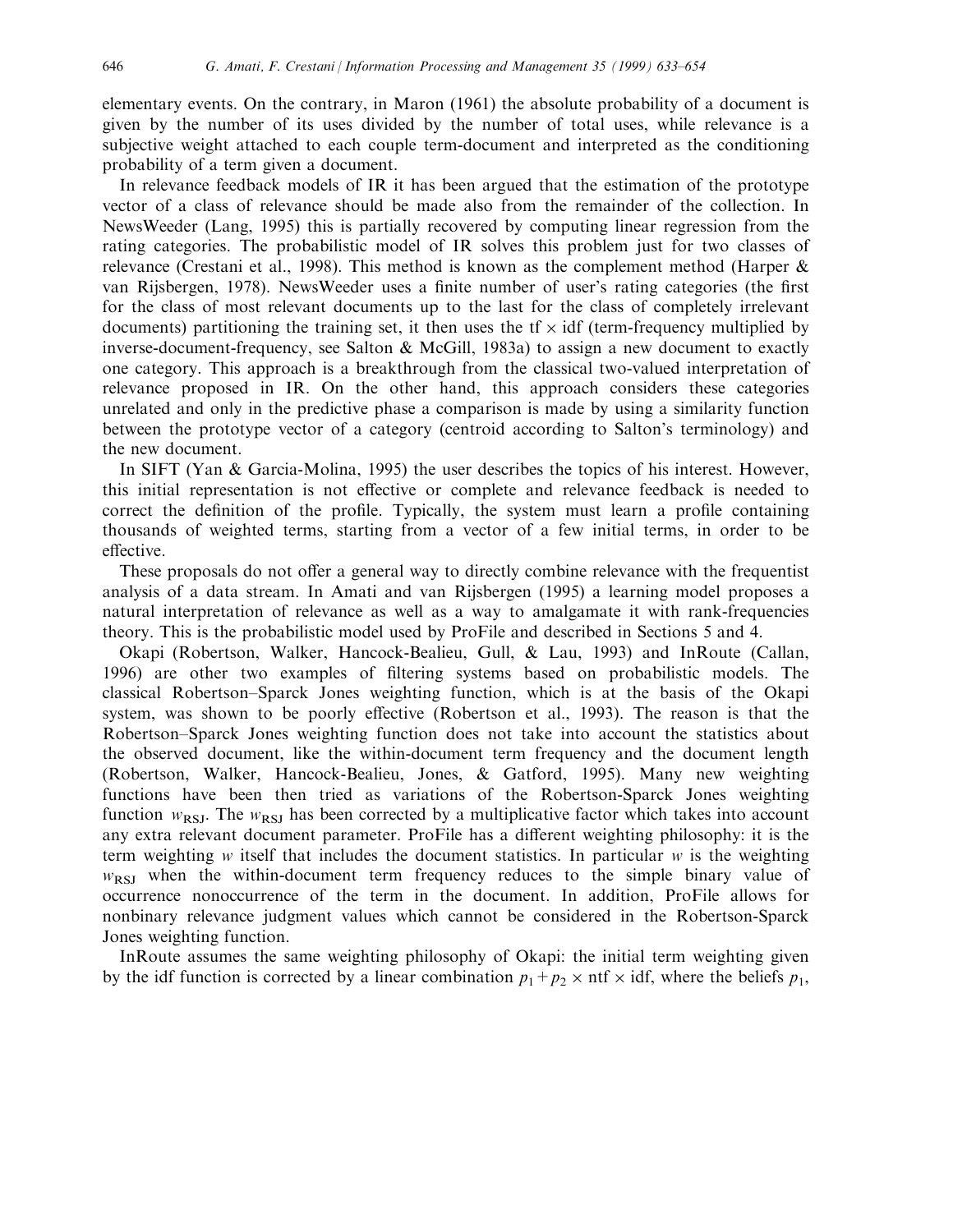elementary events. On the contrary, in Maron (1961) the absolute probability of a document is given by the number of its uses divided by the number of total uses, while relevance is a subjective weight attached to each couple term-document and interpreted as the conditioning probability of a term given a document.

In relevance feedback models of IR it has been argued that the estimation of the prototype vector of a class of relevance should be made also from the remainder of the collection. In NewsWeeder (Lang, 1995) this is partially recovered by computing linear regression from the rating categories. The probabilistic model of IR solves this problem just for two classes of relevance (Crestani et al., 1998). This method is known as the complement method (Harper & van Rijsbergen, 1978). NewsWeeder uses a finite number of user's rating categories (the first for the class of most relevant documents up to the last for the class of completely irrelevant documents) partitioning the training set, it then uses the tf $\times$ idf (term-frequency multiplied by inverse-document-frequency, see Salton & McGill, 1983a) to assign a new document to exactly one category. This approach is a breakthrough from the classical two-valued interpretation of relevance proposed in IR. On the other hand, this approach considers these categories unrelated and only in the predictive phase a comparison is made by using a similarity function between the prototype vector of a category (centroid according to Salton's terminology) and the new document.

In SIFT (Yan & Garcia-Molina, 1995) the user describes the topics of his interest. However, this initial representation is not effective or complete and relevance feedback is needed to correct the definition of the profile. Typically, the system must learn a profile containing thousands of weighted terms, starting from a vector of a few initial terms, in order to be effective.

These proposals do not offer a general way to directly combine relevance with the frequentist analysis of a data stream. In Amati and van Rijsbergen (1995) a learning model proposes a natural interpretation of relevance as well as a way to amalgamate it with rank-frequencies theory. This is the probabilistic model used by ProFile and described in Sections 5 and 4.

Okapi (Robertson, Walker, Hancock-Bealieu, Gull, & Lau, 1993) and InRoute (Callan, 1996) are other two examples of filtering systems based on probabilistic models. The classical Robertson–Sparck Jones weighting function, which is at the basis of the Okapi system, was shown to be poorly effective (Robertson et al., 1993). The reason is that the Robertson–Sparck Jones weighting function does not take into account the statistics about the observed document, like the within-document term frequency and the document length (Robertson, Walker, Hancock-Bealieu, Jones, & Gatford, 1995). Many new weighting functions have been then tried as variations of the Robertson-Sparck Jones weighting function $w_{\mathrm{RSJ}}$. The $w_{\mathrm{RSJ}}$ has been corrected by a multiplicative factor which takes into account any extra relevant document parameter. ProFile has a different weighting philosophy: it is the term weighting $w$ itself that includes the document statistics. In particular $w$ is the weighting $w_{\mathrm{RSJ}}$ when the within-document term frequency reduces to the simple binary value of occurrence nonoccurrence of the term in the document. In addition, ProFile allows for nonbinary relevance judgment values which cannot be considered in the Robertson-Sparck Jones weighting function.

InRoute assumes the same weighting philosophy of Okapi: the initial term weighting given by the idf function is corrected by a linear combination $p_1 + p_2 \times \text{ntf} \times \text{idf}$, where the beliefs $p_1$,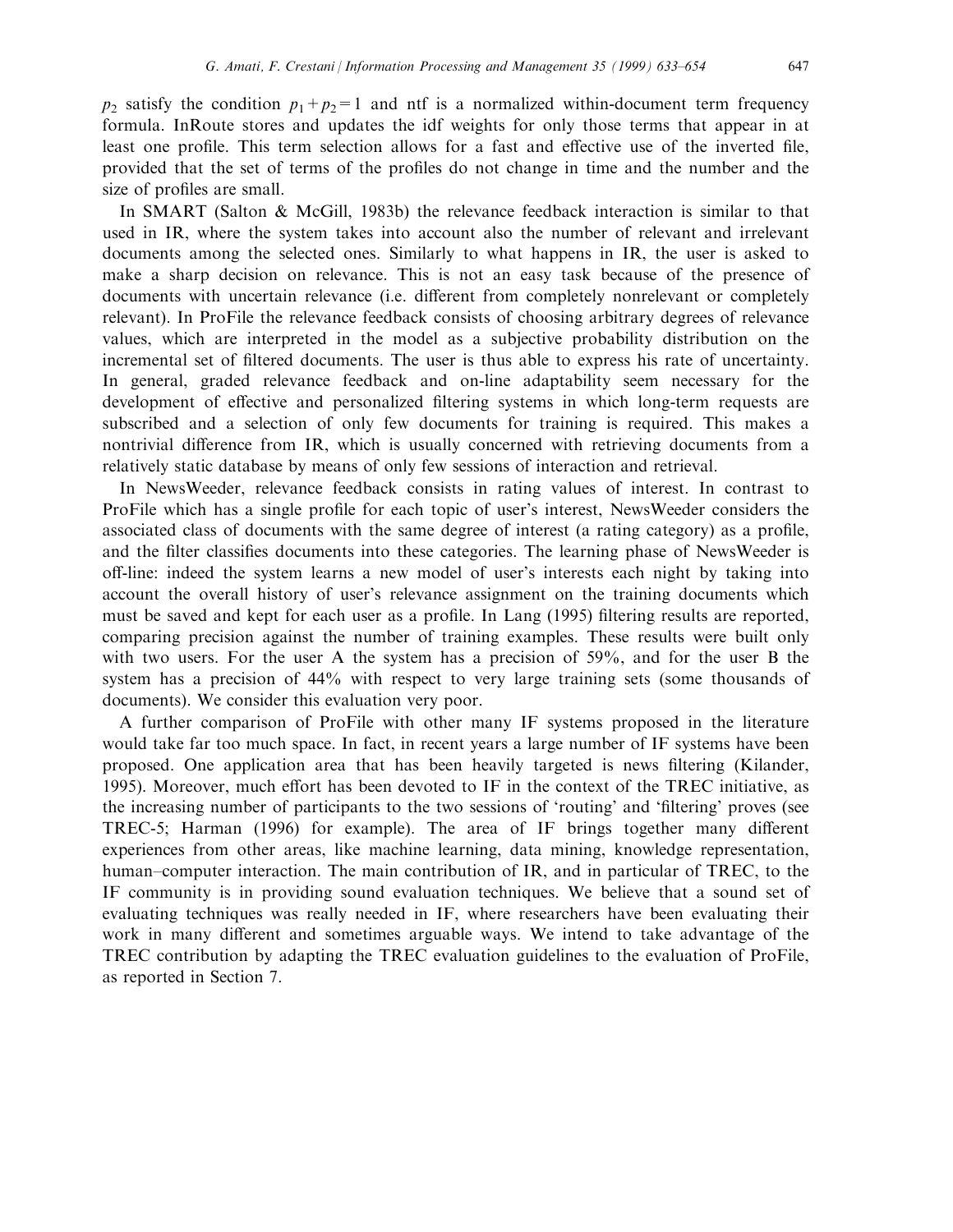$p_2$ satisfy the condition $p_1+p_2=1$ and ntf is a normalized within-document term frequency formula. InRoute stores and updates the idf weights for only those terms that appear in at least one profile. This term selection allows for a fast and effective use of the inverted file, provided that the set of terms of the profiles do not change in time and the number and the size of profiles are small.

In SMART (Salton & McGill, 1983b) the relevance feedback interaction is similar to that used in IR, where the system takes into account also the number of relevant and irrelevant documents among the selected ones. Similarly to what happens in IR, the user is asked to make a sharp decision on relevance. This is not an easy task because of the presence of documents with uncertain relevance (i.e. different from completely nonrelevant or completely relevant). In ProFile the relevance feedback consists of choosing arbitrary degrees of relevance values, which are interpreted in the model as a subjective probability distribution on the incremental set of filtered documents. The user is thus able to express his rate of uncertainty. In general, graded relevance feedback and on-line adaptability seem necessary for the development of effective and personalized filtering systems in which long-term requests are subscribed and a selection of only few documents for training is required. This makes a nontrivial difference from IR, which is usually concerned with retrieving documents from a relatively static database by means of only few sessions of interaction and retrieval.

In NewsWeeder, relevance feedback consists in rating values of interest. In contrast to ProFile which has a single profile for each topic of user's interest, NewsWeeder considers the associated class of documents with the same degree of interest (a rating category) as a profile, and the filter classifies documents into these categories. The learning phase of NewsWeeder is off-line: indeed the system learns a new model of user's interests each night by taking into account the overall history of user's relevance assignment on the training documents which must be saved and kept for each user as a profile. In Lang (1995) filtering results are reported, comparing precision against the number of training examples. These results were built only with two users. For the user A the system has a precision of 59%, and for the user B the system has a precision of 44% with respect to very large training sets (some thousands of documents). We consider this evaluation very poor.

A further comparison of ProFile with other many IF systems proposed in the literature would take far too much space. In fact, in recent years a large number of IF systems have been proposed. One application area that has been heavily targeted is news filtering (Kilander, 1995). Moreover, much effort has been devoted to IF in the context of the TREC initiative, as the increasing number of participants to the two sessions of 'routing' and 'filtering' proves (see TREC-5; Harman (1996) for example). The area of IF brings together many different experiences from other areas, like machine learning, data mining, knowledge representation, human–computer interaction. The main contribution of IR, and in particular of TREC, to the IF community is in providing sound evaluation techniques. We believe that a sound set of evaluating techniques was really needed in IF, where researchers have been evaluating their work in many different and sometimes arguable ways. We intend to take advantage of the TREC contribution by adapting the TREC evaluation guidelines to the evaluation of ProFile, as reported in Section 7.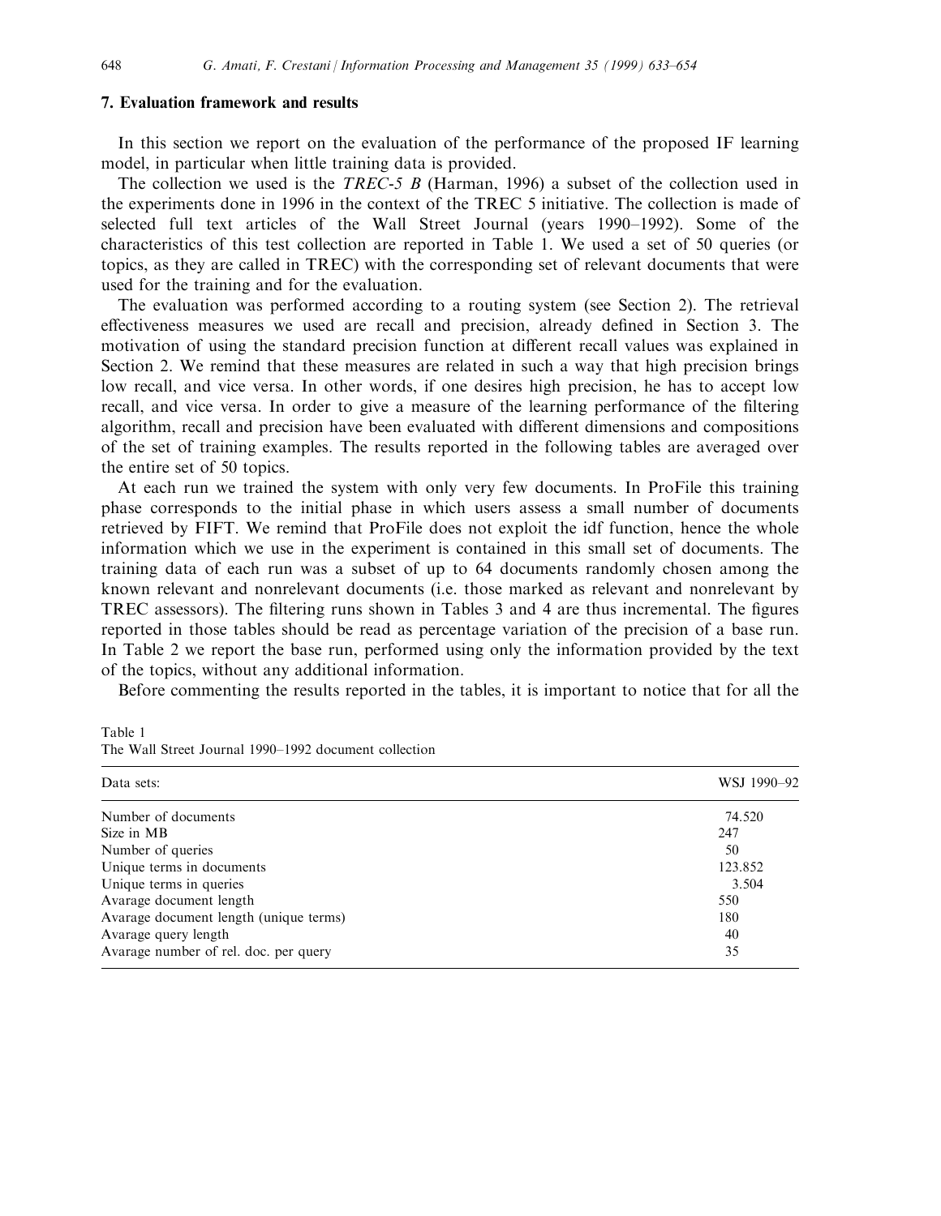## 7. Evaluation framework and results

In this section we report on the evaluation of the performance of the proposed IF learning model, in particular when little training data is provided.

The collection we used is the *TREC-5 B* (Harman, 1996) a subset of the collection used in the experiments done in 1996 in the context of the TREC 5 initiative. The collection is made of selected full text articles of the Wall Street Journal (years 1990–1992). Some of the characteristics of this test collection are reported in Table 1. We used a set of 50 queries (or topics, as they are called in TREC) with the corresponding set of relevant documents that were used for the training and for the evaluation.

The evaluation was performed according to a routing system (see Section 2). The retrieval effectiveness measures we used are recall and precision, already defined in Section 3. The motivation of using the standard precision function at different recall values was explained in Section 2. We remind that these measures are related in such a way that high precision brings low recall, and vice versa. In other words, if one desires high precision, he has to accept low recall, and vice versa. In order to give a measure of the learning performance of the filtering algorithm, recall and precision have been evaluated with different dimensions and compositions of the set of training examples. The results reported in the following tables are averaged over the entire set of 50 topics.

At each run we trained the system with only very few documents. In ProFile this training phase corresponds to the initial phase in which users assess a small number of documents retrieved by FIFT. We remind that ProFile does not exploit the idf function, hence the whole information which we use in the experiment is contained in this small set of documents. The training data of each run was a subset of up to 64 documents randomly chosen among the known relevant and nonrelevant documents (i.e. those marked as relevant and nonrelevant by TREC assessors). The filtering runs shown in Tables 3 and 4 are thus incremental. The figures reported in those tables should be read as percentage variation of the precision of a base run. In Table 2 we report the base run, performed using only the information provided by the text of the topics, without any additional information.

Before commenting the results reported in the tables, it is important to notice that for all the

Table 1
The Wall Street Journal 1990–1992 document collection

| Data sets: | WSJ 1990–92 |
|---|---|
| Number of documents | 74.520 |
| Size in MB | 247 |
| Number of queries | 50 |
| Unique terms in documents | 123.852 |
| Unique terms in queries | 3.504 |
| Avarage document length | 550 |
| Avarage document length (unique terms) | 180 |
| Avarage query length | 40 |
| Avarage number of rel. doc. per query | 35 |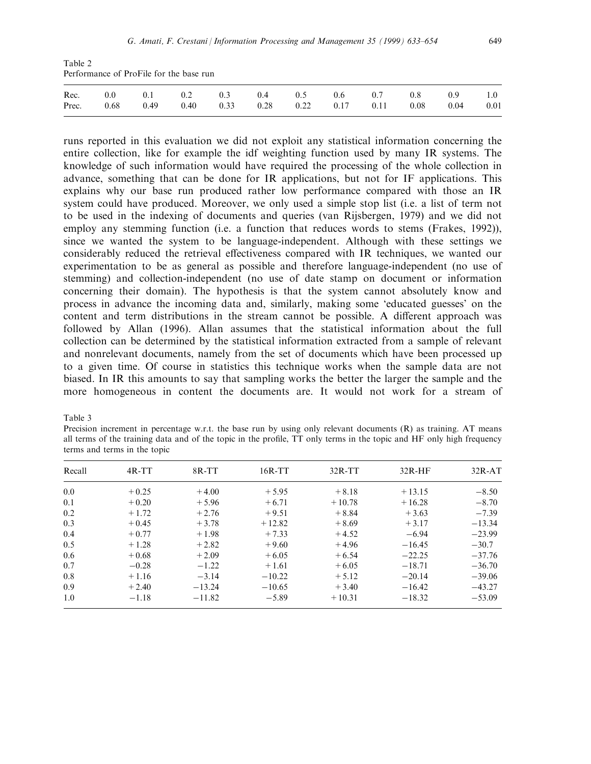Table 2
Performance of ProFile for the base run

| Rec. | 0.0 | 0.1 | 0.2 | 0.3 | 0.4 | 0.5 | 0.6 | 0.7 | 0.8 | 0.9 | 1.0 |
|---|---|---|---|---|---|---|---|---|---|---|---|
| Prec. | 0.68 | 0.49 | 0.40 | 0.33 | 0.28 | 0.22 | 0.17 | 0.11 | 0.08 | 0.04 | 0.01 |

runs reported in this evaluation we did not exploit any statistical information concerning the entire collection, like for example the idf weighting function used by many IR systems. The knowledge of such information would have required the processing of the whole collection in advance, something that can be done for IR applications, but not for IF applications. This explains why our base run produced rather low performance compared with those an IR system could have produced. Moreover, we only used a simple stop list (i.e. a list of term not to be used in the indexing of documents and queries (van Rijsbergen, 1979) and we did not employ any stemming function (i.e. a function that reduces words to stems (Frakes, 1992)), since we wanted the system to be language-independent. Although with these settings we considerably reduced the retrieval effectiveness compared with IR techniques, we wanted our experimentation to be as general as possible and therefore language-independent (no use of stemming) and collection-independent (no use of date stamp on document or information concerning their domain). The hypothesis is that the system cannot absolutely know and process in advance the incoming data and, similarly, making some 'educated guesses' on the content and term distributions in the stream cannot be possible. A different approach was followed by Allan (1996). Allan assumes that the statistical information about the full collection can be determined by the statistical information extracted from a sample of relevant and nonrelevant documents, namely from the set of documents which have been processed up to a given time. Of course in statistics this technique works when the sample data are not biased. In IR this amounts to say that sampling works the better the larger the sample and the more homogeneous in content the documents are. It would not work for a stream of

Table 3
Precision increment in percentage w.r.t. the base run by using only relevant documents (R) as training. AT means all terms of the training data and of the topic in the profile, TT only terms in the topic and HF only high frequency terms and terms in the topic

| Recall | 4R-TT | 8R-TT | 16R-TT | 32R-TT | 32R-HF | 32R-AT |
|---|---|---|---|---|---|---|
| 0.0 | +0.25 | +4.00 | +5.95 | +8.18 | +13.15 | −8.50 |
| 0.1 | +0.20 | +5.96 | +6.71 | +10.78 | +16.28 | −8.70 |
| 0.2 | +1.72 | +2.76 | +9.51 | +8.84 | +3.63 | −7.39 |
| 0.3 | +0.45 | +3.78 | +12.82 | +8.69 | +3.17 | −13.34 |
| 0.4 | +0.77 | +1.98 | +7.33 | +4.52 | −6.94 | −23.99 |
| 0.5 | +1.28 | +2.82 | +9.60 | +4.96 | −16.45 | −30.7 |
| 0.6 | +0.68 | +2.09 | +6.05 | +6.54 | −22.25 | −37.76 |
| 0.7 | −0.28 | −1.22 | +1.61 | +6.05 | −18.71 | −36.70 |
| 0.8 | +1.16 | −3.14 | −10.22 | +5.12 | −20.14 | −39.06 |
| 0.9 | +2.40 | −13.24 | −10.65 | +3.40 | −16.42 | −43.27 |
| 1.0 | −1.18 | −11.82 | −5.89 | +10.31 | −18.32 | −53.09 |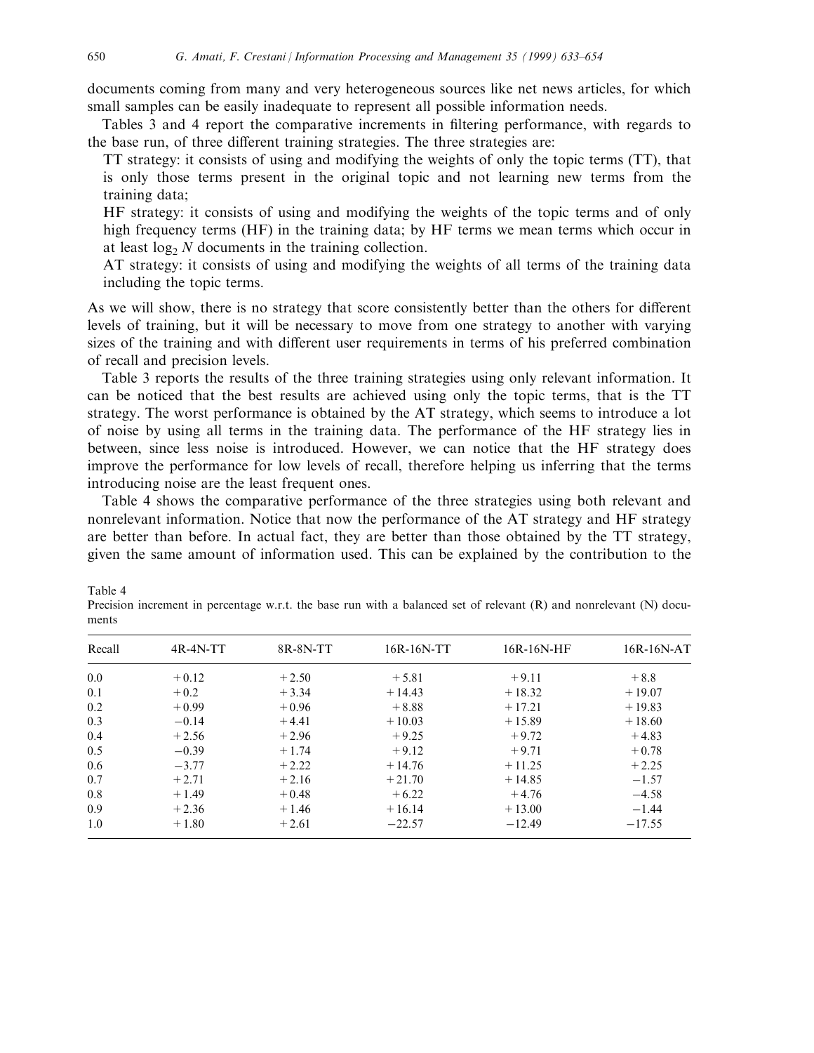documents coming from many and very heterogeneous sources like net news articles, for which small samples can be easily inadequate to represent all possible information needs.

Tables 3 and 4 report the comparative increments in filtering performance, with regards to the base run, of three different training strategies. The three strategies are:

TT strategy: it consists of using and modifying the weights of only the topic terms (TT), that is only those terms present in the original topic and not learning new terms from the training data;

HF strategy: it consists of using and modifying the weights of the topic terms and of only high frequency terms (HF) in the training data; by HF terms we mean terms which occur in at least $\log_2 N$ documents in the training collection.

AT strategy: it consists of using and modifying the weights of all terms of the training data including the topic terms.

As we will show, there is no strategy that score consistently better than the others for different levels of training, but it will be necessary to move from one strategy to another with varying sizes of the training and with different user requirements in terms of his preferred combination of recall and precision levels.

Table 3 reports the results of the three training strategies using only relevant information. It can be noticed that the best results are achieved using only the topic terms, that is the TT strategy. The worst performance is obtained by the AT strategy, which seems to introduce a lot of noise by using all terms in the training data. The performance of the HF strategy lies in between, since less noise is introduced. However, we can notice that the HF strategy does improve the performance for low levels of recall, therefore helping us inferring that the terms introducing noise are the least frequent ones.

Table 4 shows the comparative performance of the three strategies using both relevant and nonrelevant information. Notice that now the performance of the AT strategy and HF strategy are better than before. In actual fact, they are better than those obtained by the TT strategy, given the same amount of information used. This can be explained by the contribution to the

Table 4
Precision increment in percentage w.r.t. the base run with a balanced set of relevant (R) and nonrelevant (N) documents

| Recall | 4R-4N-TT | 8R-8N-TT | 16R-16N-TT | 16R-16N-HF | 16R-16N-AT |
|---|---|---|---|---|---|
| 0.0 | +0.12 | +2.50 | +5.81 | +9.11 | +8.8 |
| 0.1 | +0.2 | +3.34 | +14.43 | +18.32 | +19.07 |
| 0.2 | +0.99 | +0.96 | +8.88 | +17.21 | +19.83 |
| 0.3 | −0.14 | +4.41 | +10.03 | +15.89 | +18.60 |
| 0.4 | +2.56 | +2.96 | +9.25 | +9.72 | +4.83 |
| 0.5 | −0.39 | +1.74 | +9.12 | +9.71 | +0.78 |
| 0.6 | −3.77 | +2.22 | +14.76 | +11.25 | +2.25 |
| 0.7 | +2.71 | +2.16 | +21.70 | +14.85 | −1.57 |
| 0.8 | +1.49 | +0.48 | +6.22 | +4.76 | −4.58 |
| 0.9 | +2.36 | +1.46 | +16.14 | +13.00 | −1.44 |
| 1.0 | +1.80 | +2.61 | −22.57 | −12.49 | −17.55 |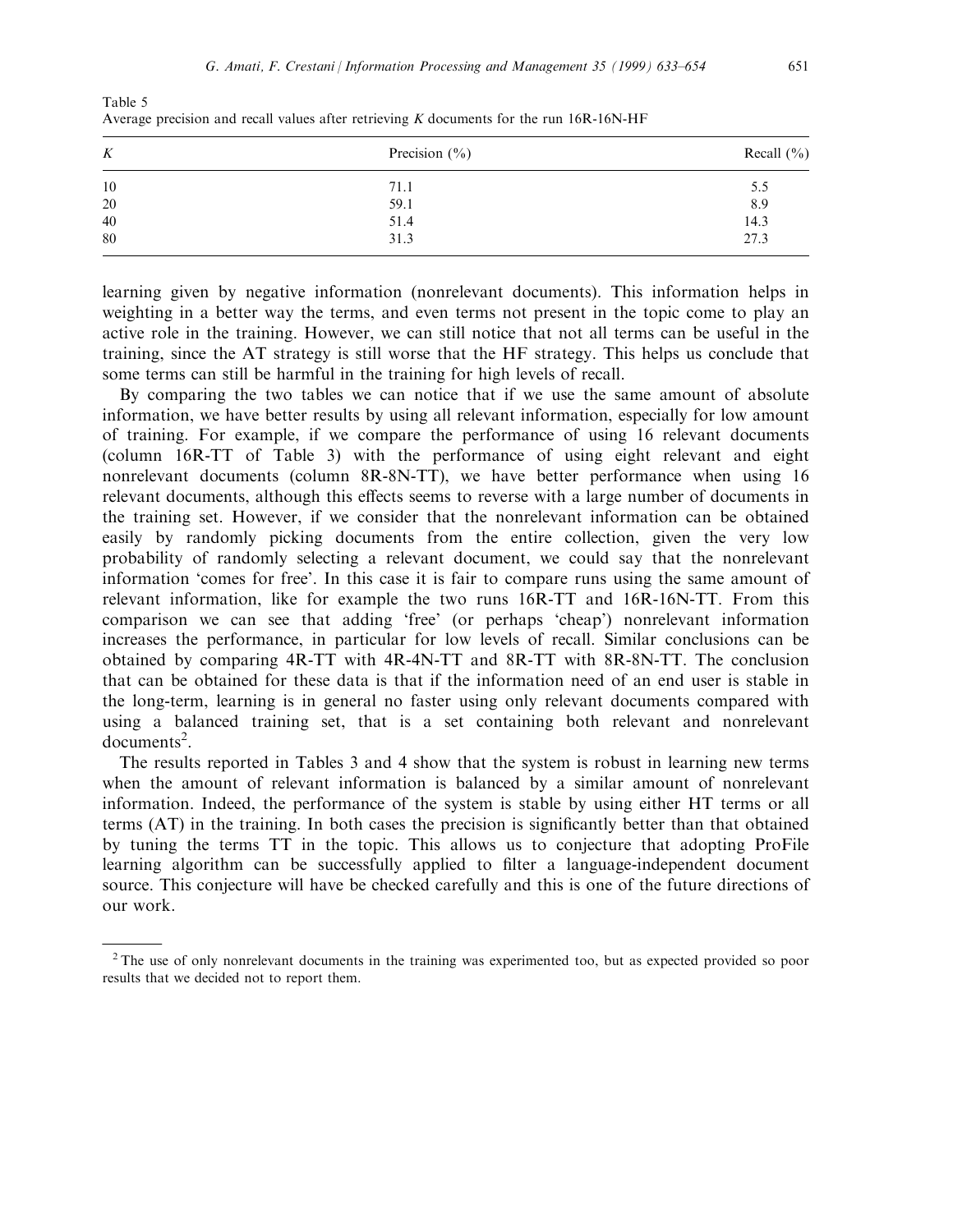Table 5
Average precision and recall values after retrieving $K$ documents for the run 16R-16N-HF

| $K$ | Precision (%) | Recall (%) |
| --- | --- | --- |
| 10 | 71.1 | 5.5 |
| 20 | 59.1 | 8.9 |
| 40 | 51.4 | 14.3 |
| 80 | 31.3 | 27.3 |

learning given by negative information (nonrelevant documents). This information helps in weighting in a better way the terms, and even terms not present in the topic come to play an active role in the training. However, we can still notice that not all terms can be useful in the training, since the AT strategy is still worse that the HF strategy. This helps us conclude that some terms can still be harmful in the training for high levels of recall.

By comparing the two tables we can notice that if we use the same amount of absolute information, we have better results by using all relevant information, especially for low amount of training. For example, if we compare the performance of using 16 relevant documents (column 16R-TT of Table 3) with the performance of using eight relevant and eight nonrelevant documents (column 8R-8N-TT), we have better performance when using 16 relevant documents, although this effects seems to reverse with a large number of documents in the training set. However, if we consider that the nonrelevant information can be obtained easily by randomly picking documents from the entire collection, given the very low probability of randomly selecting a relevant document, we could say that the nonrelevant information 'comes for free'. In this case it is fair to compare runs using the same amount of relevant information, like for example the two runs 16R-TT and 16R-16N-TT. From this comparison we can see that adding 'free' (or perhaps 'cheap') nonrelevant information increases the performance, in particular for low levels of recall. Similar conclusions can be obtained by comparing 4R-TT with 4R-4N-TT and 8R-TT with 8R-8N-TT. The conclusion that can be obtained for these data is that if the information need of an end user is stable in the long-term, learning is in general no faster using only relevant documents compared with using a balanced training set, that is a set containing both relevant and nonrelevant documents[2].

The results reported in Tables 3 and 4 show that the system is robust in learning new terms when the amount of relevant information is balanced by a similar amount of nonrelevant information. Indeed, the performance of the system is stable by using either HT terms or all terms (AT) in the training. In both cases the precision is significantly better than that obtained by tuning the terms TT in the topic. This allows us to conjecture that adopting ProFile learning algorithm can be successfully applied to filter a language-independent document source. This conjecture will have be checked carefully and this is one of the future directions of our work.

---

[2] The use of only nonrelevant documents in the training was experimented too, but as expected provided so poor results that we decided not to report them.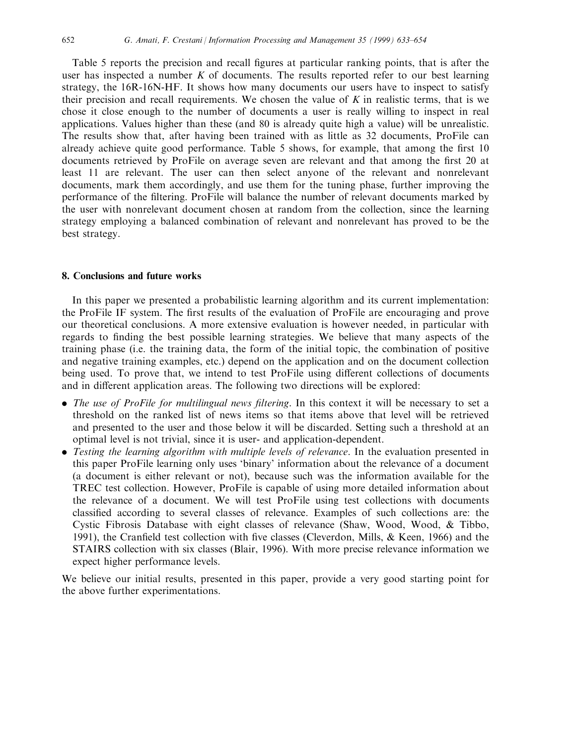Table 5 reports the precision and recall figures at particular ranking points, that is after the user has inspected a number $K$ of documents. The results reported refer to our best learning strategy, the 16R-16N-HF. It shows how many documents our users have to inspect to satisfy their precision and recall requirements. We chosen the value of $K$ in realistic terms, that is we chose it close enough to the number of documents a user is really willing to inspect in real applications. Values higher than these (and 80 is already quite high a value) will be unrealistic. The results show that, after having been trained with as little as 32 documents, ProFile can already achieve quite good performance. Table 5 shows, for example, that among the first 10 documents retrieved by ProFile on average seven are relevant and that among the first 20 at least 11 are relevant. The user can then select anyone of the relevant and nonrelevant documents, mark them accordingly, and use them for the tuning phase, further improving the performance of the filtering. ProFile will balance the number of relevant documents marked by the user with nonrelevant document chosen at random from the collection, since the learning strategy employing a balanced combination of relevant and nonrelevant has proved to be the best strategy.

## 8. Conclusions and future works

In this paper we presented a probabilistic learning algorithm and its current implementation: the ProFile IF system. The first results of the evaluation of ProFile are encouraging and prove our theoretical conclusions. A more extensive evaluation is however needed, in particular with regards to finding the best possible learning strategies. We believe that many aspects of the training phase (i.e. the training data, the form of the initial topic, the combination of positive and negative training examples, etc.) depend on the application and on the document collection being used. To prove that, we intend to test ProFile using different collections of documents and in different application areas. The following two directions will be explored:

- *The use of ProFile for multilingual news filtering*. In this context it will be necessary to set a threshold on the ranked list of news items so that items above that level will be retrieved and presented to the user and those below it will be discarded. Setting such a threshold at an optimal level is not trivial, since it is user- and application-dependent.
- *Testing the learning algorithm with multiple levels of relevance*. In the evaluation presented in this paper ProFile learning only uses 'binary' information about the relevance of a document (a document is either relevant or not), because such was the information available for the TREC test collection. However, ProFile is capable of using more detailed information about the relevance of a document. We will test ProFile using test collections with documents classified according to several classes of relevance. Examples of such collections are: the Cystic Fibrosis Database with eight classes of relevance (Shaw, Wood, Wood, & Tibbo, 1991), the Cranfield test collection with five classes (Cleverdon, Mills, & Keen, 1966) and the STAIRS collection with six classes (Blair, 1996). With more precise relevance information we expect higher performance levels.

We believe our initial results, presented in this paper, provide a very good starting point for the above further experimentations.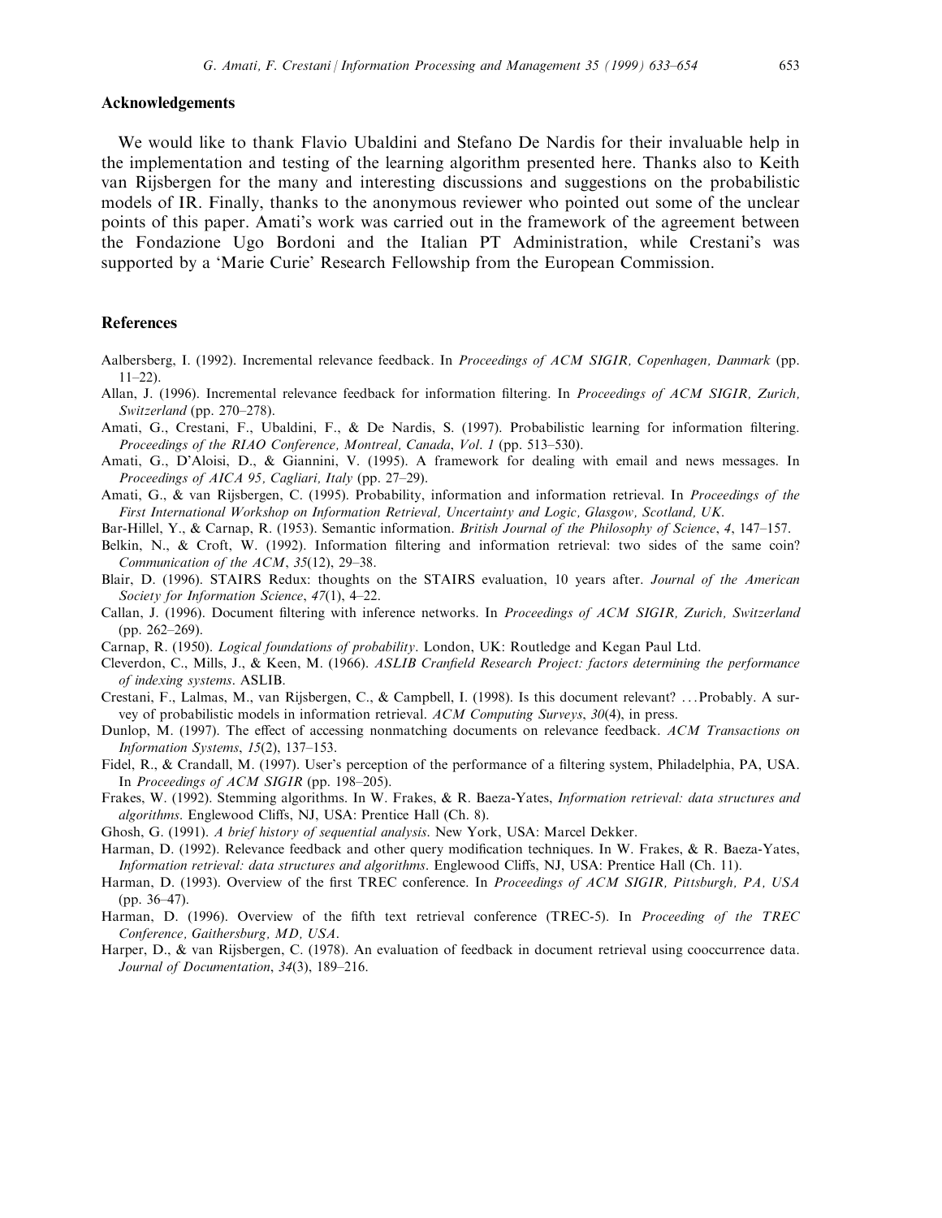## Acknowledgements

We would like to thank Flavio Ubaldini and Stefano De Nardis for their invaluable help in the implementation and testing of the learning algorithm presented here. Thanks also to Keith van Rijsbergen for the many and interesting discussions and suggestions on the probabilistic models of IR. Finally, thanks to the anonymous reviewer who pointed out some of the unclear points of this paper. Amati's work was carried out in the framework of the agreement between the Fondazione Ugo Bordoni and the Italian PT Administration, while Crestani's was supported by a 'Marie Curie' Research Fellowship from the European Commission.

## References

Aalbersberg, I. (1992). Incremental relevance feedback. In *Proceedings of ACM SIGIR, Copenhagen, Danmark* (pp. 11–22).

Allan, J. (1996). Incremental relevance feedback for information filtering. In *Proceedings of ACM SIGIR, Zurich, Switzerland* (pp. 270–278).

Amati, G., Crestani, F., Ubaldini, F., & De Nardis, S. (1997). Probabilistic learning for information filtering. *Proceedings of the RIAO Conference, Montreal, Canada*, *Vol. 1* (pp. 513–530).

Amati, G., D'Aloisi, D., & Giannini, V. (1995). A framework for dealing with email and news messages. In *Proceedings of AICA 95, Cagliari, Italy* (pp. 27–29).

Amati, G., & van Rijsbergen, C. (1995). Probability, information and information retrieval. In *Proceedings of the First International Workshop on Information Retrieval, Uncertainty and Logic, Glasgow, Scotland, UK*.

Bar-Hillel, Y., & Carnap, R. (1953). Semantic information. *British Journal of the Philosophy of Science*, *4*, 147–157.

Belkin, N., & Croft, W. (1992). Information filtering and information retrieval: two sides of the same coin? *Communication of the ACM*, *35*(12), 29–38.

Blair, D. (1996). STAIRS Redux: thoughts on the STAIRS evaluation, 10 years after. *Journal of the American Society for Information Science*, *47*(1), 4–22.

Callan, J. (1996). Document filtering with inference networks. In *Proceedings of ACM SIGIR, Zurich, Switzerland* (pp. 262–269).

Carnap, R. (1950). *Logical foundations of probability*. London, UK: Routledge and Kegan Paul Ltd.

Cleverdon, C., Mills, J., & Keen, M. (1966). *ASLIB Cranfield Research Project: factors determining the performance of indexing systems*. ASLIB.

Crestani, F., Lalmas, M., van Rijsbergen, C., & Campbell, I. (1998). Is this document relevant? ...Probably. A survey of probabilistic models in information retrieval. *ACM Computing Surveys*, *30*(4), in press.

Dunlop, M. (1997). The effect of accessing nonmatching documents on relevance feedback. *ACM Transactions on Information Systems*, *15*(2), 137–153.

Fidel, R., & Crandall, M. (1997). User's perception of the performance of a filtering system, Philadelphia, PA, USA. In *Proceedings of ACM SIGIR* (pp. 198–205).

Frakes, W. (1992). Stemming algorithms. In W. Frakes, & R. Baeza-Yates, *Information retrieval: data structures and algorithms*. Englewood Cliffs, NJ, USA: Prentice Hall (Ch. 8).

Ghosh, G. (1991). *A brief history of sequential analysis*. New York, USA: Marcel Dekker.

Harman, D. (1992). Relevance feedback and other query modification techniques. In W. Frakes, & R. Baeza-Yates, *Information retrieval: data structures and algorithms*. Englewood Cliffs, NJ, USA: Prentice Hall (Ch. 11).

Harman, D. (1993). Overview of the first TREC conference. In *Proceedings of ACM SIGIR, Pittsburgh, PA, USA* (pp. 36–47).

Harman, D. (1996). Overview of the fifth text retrieval conference (TREC-5). In *Proceeding of the TREC Conference, Gaithersburg, MD, USA*.

Harper, D., & van Rijsbergen, C. (1978). An evaluation of feedback in document retrieval using cooccurrence data. *Journal of Documentation*, *34*(3), 189–216.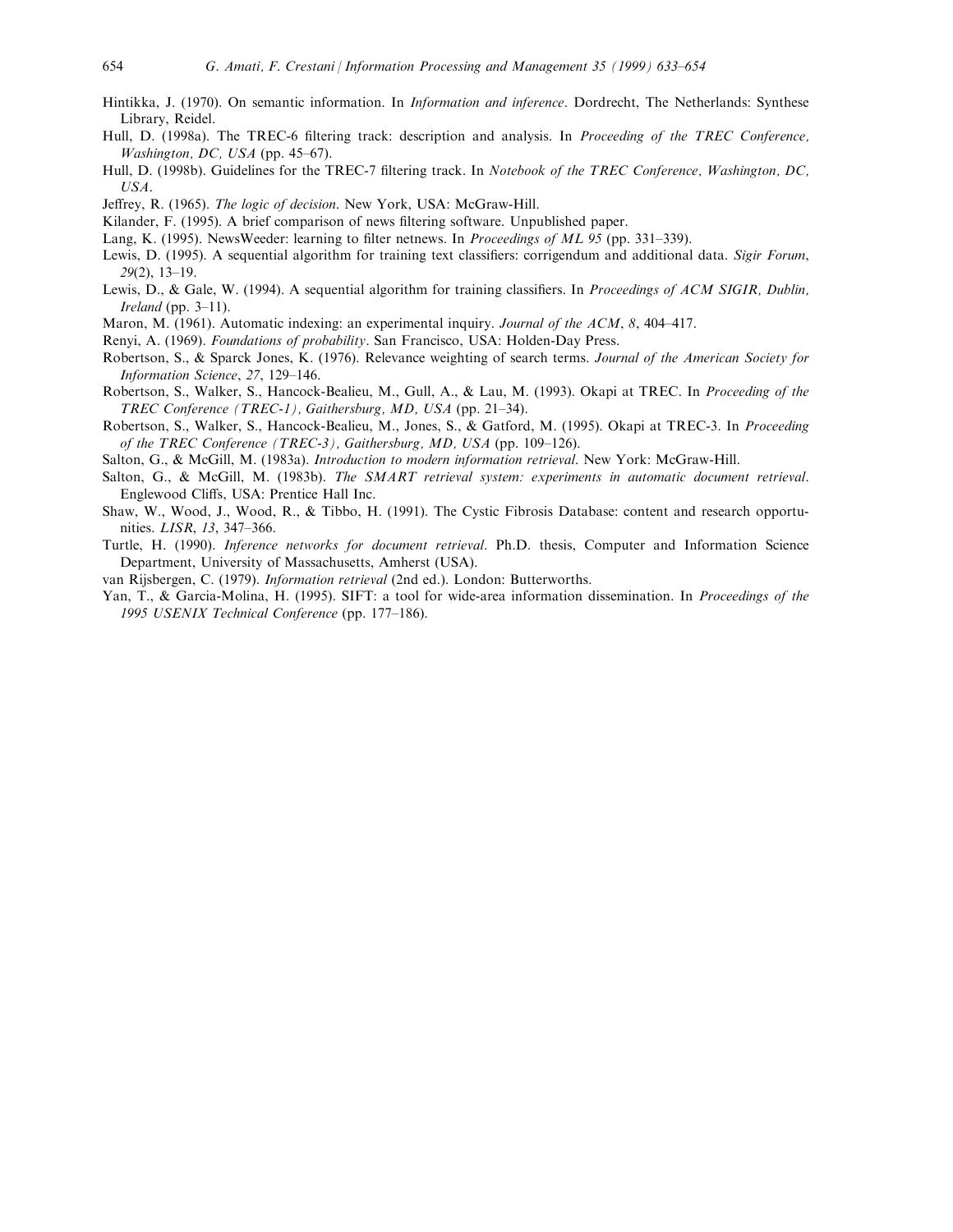Hintikka, J. (1970). On semantic information. In *Information and inference*. Dordrecht, The Netherlands: Synthese Library, Reidel.

Hull, D. (1998a). The TREC-6 filtering track: description and analysis. In *Proceeding of the TREC Conference, Washington, DC, USA* (pp. 45–67).

Hull, D. (1998b). Guidelines for the TREC-7 filtering track. In *Notebook of the TREC Conference, Washington, DC, USA*.

Jeffrey, R. (1965). *The logic of decision*. New York, USA: McGraw-Hill.

Kilander, F. (1995). A brief comparison of news filtering software. Unpublished paper.

Lang, K. (1995). NewsWeeder: learning to filter netnews. In *Proceedings of ML 95* (pp. 331–339).

Lewis, D. (1995). A sequential algorithm for training text classifiers: corrigendum and additional data. *Sigir Forum*, *29*(2), 13–19.

Lewis, D., & Gale, W. (1994). A sequential algorithm for training classifiers. In *Proceedings of ACM SIGIR, Dublin, Ireland* (pp. 3–11).

Maron, M. (1961). Automatic indexing: an experimental inquiry. *Journal of the ACM*, *8*, 404–417.

Renyi, A. (1969). *Foundations of probability*. San Francisco, USA: Holden-Day Press.

Robertson, S., & Sparck Jones, K. (1976). Relevance weighting of search terms. *Journal of the American Society for Information Science*, *27*, 129–146.

Robertson, S., Walker, S., Hancock-Bealieu, M., Gull, A., & Lau, M. (1993). Okapi at TREC. In *Proceeding of the TREC Conference (TREC-1), Gaithersburg, MD, USA* (pp. 21–34).

Robertson, S., Walker, S., Hancock-Bealieu, M., Jones, S., & Gatford, M. (1995). Okapi at TREC-3. In *Proceeding of the TREC Conference (TREC-3), Gaithersburg, MD, USA* (pp. 109–126).

Salton, G., & McGill, M. (1983a). *Introduction to modern information retrieval*. New York: McGraw-Hill.

Salton, G., & McGill, M. (1983b). *The SMART retrieval system: experiments in automatic document retrieval*. Englewood Cliffs, USA: Prentice Hall Inc.

Shaw, W., Wood, J., Wood, R., & Tibbo, H. (1991). The Cystic Fibrosis Database: content and research opportunities. *LISR*, *13*, 347–366.

Turtle, H. (1990). *Inference networks for document retrieval*. Ph.D. thesis, Computer and Information Science Department, University of Massachusetts, Amherst (USA).

van Rijsbergen, C. (1979). *Information retrieval* (2nd ed.). London: Butterworths.

Yan, T., & Garcia-Molina, H. (1995). SIFT: a tool for wide-area information dissemination. In *Proceedings of the 1995 USENIX Technical Conference* (pp. 177–186).